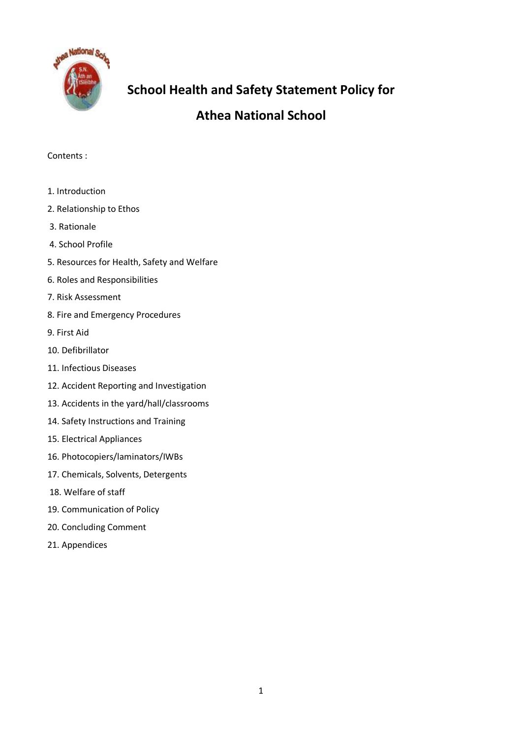# School Health and Safety Statement Policy for

# Athea National School

Contents :

1. Introduction
2. Relationship to Ethos
3. Rationale
4. School Profile
5. Resources for Health, Safety and Welfare
6. Roles and Responsibilities
7. Risk Assessment
8. Fire and Emergency Procedures
9. First Aid
10. Defibrillator
11. Infectious Diseases
12. Accident Reporting and Investigation
13. Accidents in the yard/hall/classrooms
14. Safety Instructions and Training
15. Electrical Appliances
16. Photocopiers/laminators/IWBs
17. Chemicals, Solvents, Detergents
18. Welfare of staff
19. Communication of Policy
20. Concluding Comment
21. Appendices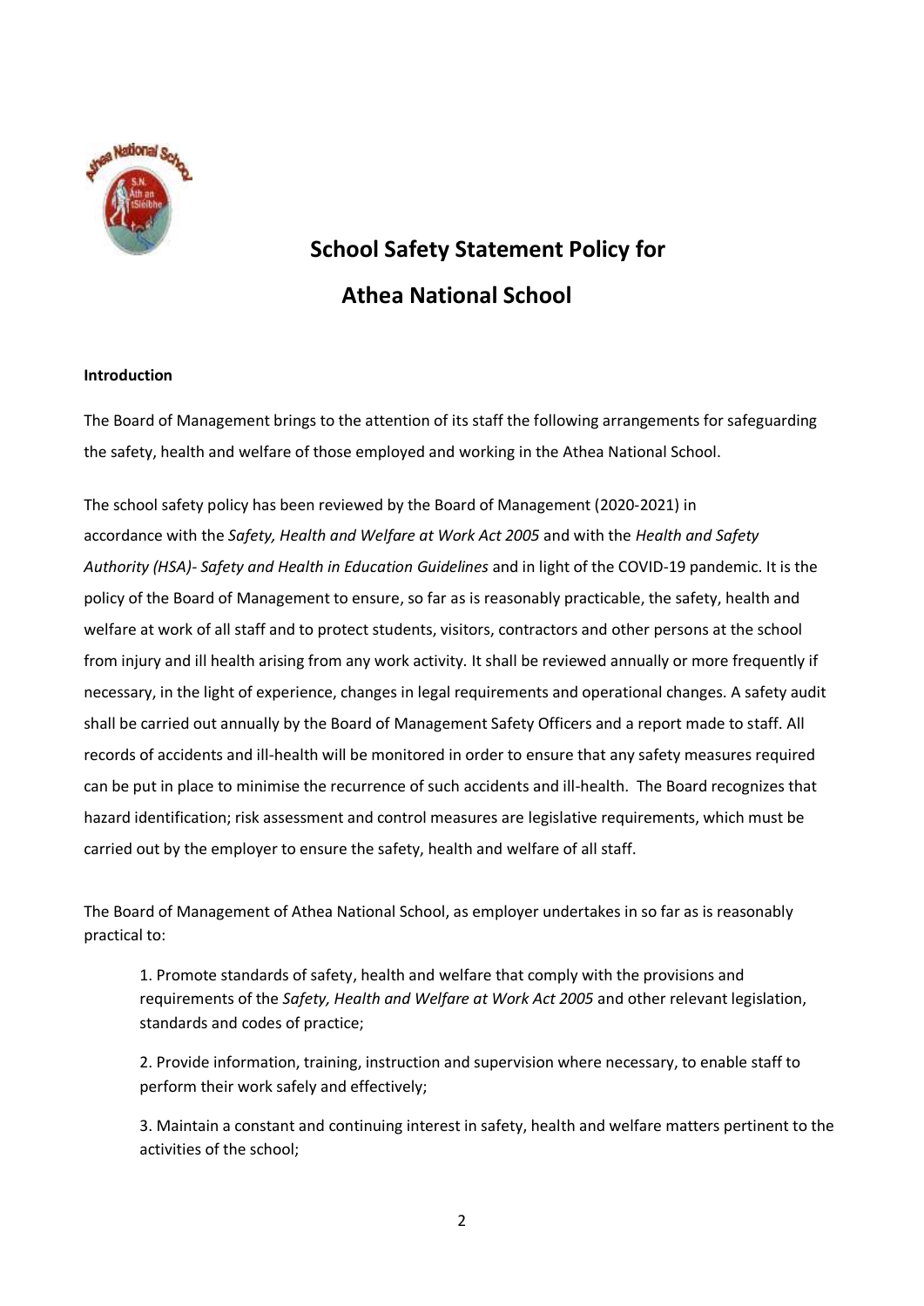# School Safety Statement Policy for Athea National School

**Introduction**

The Board of Management brings to the attention of its staff the following arrangements for safeguarding the safety, health and welfare of those employed and working in the Athea National School.

The school safety policy has been reviewed by the Board of Management (2020-2021) in accordance with the *Safety, Health and Welfare at Work Act 2005* and with the *Health and Safety Authority (HSA)- Safety and Health in Education Guidelines* and in light of the COVID-19 pandemic. It is the policy of the Board of Management to ensure, so far as is reasonably practicable, the safety, health and welfare at work of all staff and to protect students, visitors, contractors and other persons at the school from injury and ill health arising from any work activity. It shall be reviewed annually or more frequently if necessary, in the light of experience, changes in legal requirements and operational changes. A safety audit shall be carried out annually by the Board of Management Safety Officers and a report made to staff. All records of accidents and ill-health will be monitored in order to ensure that any safety measures required can be put in place to minimise the recurrence of such accidents and ill-health. The Board recognizes that hazard identification; risk assessment and control measures are legislative requirements, which must be carried out by the employer to ensure the safety, health and welfare of all staff.

The Board of Management of Athea National School, as employer undertakes in so far as is reasonably practical to:

1. Promote standards of safety, health and welfare that comply with the provisions and requirements of the *Safety, Health and Welfare at Work Act 2005* and other relevant legislation, standards and codes of practice;

2. Provide information, training, instruction and supervision where necessary, to enable staff to perform their work safely and effectively;

3. Maintain a constant and continuing interest in safety, health and welfare matters pertinent to the activities of the school;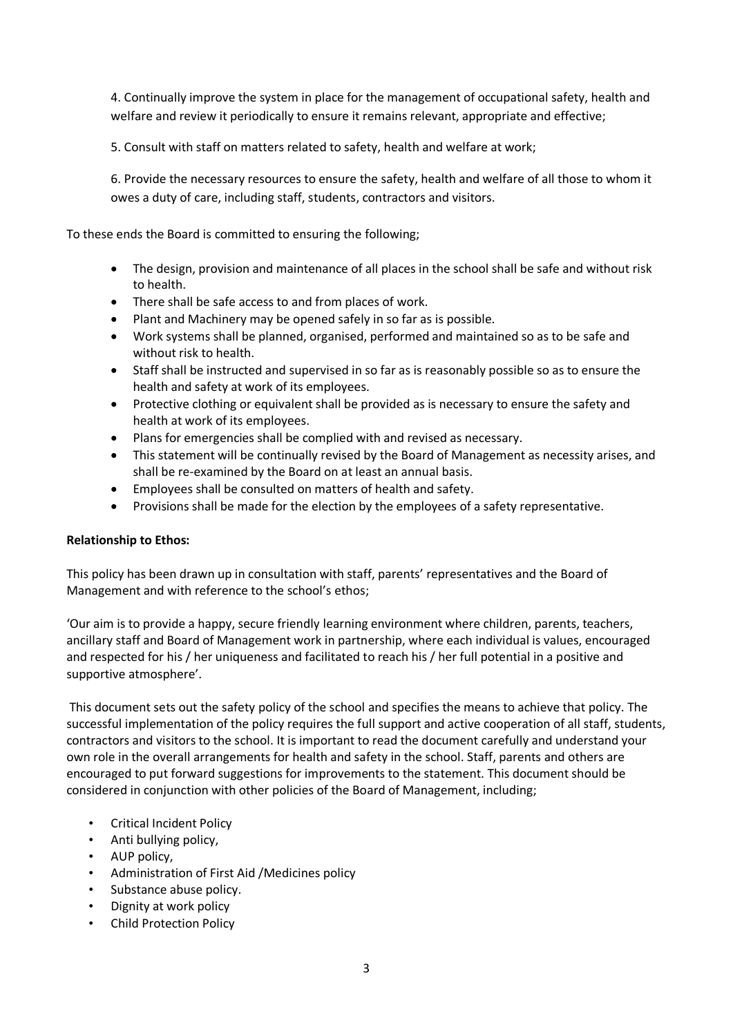4. Continually improve the system in place for the management of occupational safety, health and welfare and review it periodically to ensure it remains relevant, appropriate and effective;

5. Consult with staff on matters related to safety, health and welfare at work;

6. Provide the necessary resources to ensure the safety, health and welfare of all those to whom it owes a duty of care, including staff, students, contractors and visitors.

To these ends the Board is committed to ensuring the following;

- The design, provision and maintenance of all places in the school shall be safe and without risk to health.
- There shall be safe access to and from places of work.
- Plant and Machinery may be opened safely in so far as is possible.
- Work systems shall be planned, organised, performed and maintained so as to be safe and without risk to health.
- Staff shall be instructed and supervised in so far as is reasonably possible so as to ensure the health and safety at work of its employees.
- Protective clothing or equivalent shall be provided as is necessary to ensure the safety and health at work of its employees.
- Plans for emergencies shall be complied with and revised as necessary.
- This statement will be continually revised by the Board of Management as necessity arises, and shall be re-examined by the Board on at least an annual basis.
- Employees shall be consulted on matters of health and safety.
- Provisions shall be made for the election by the employees of a safety representative.

**Relationship to Ethos:**

This policy has been drawn up in consultation with staff, parents' representatives and the Board of Management and with reference to the school's ethos;

'Our aim is to provide a happy, secure friendly learning environment where children, parents, teachers, ancillary staff and Board of Management work in partnership, where each individual is values, encouraged and respected for his / her uniqueness and facilitated to reach his / her full potential in a positive and supportive atmosphere'.

This document sets out the safety policy of the school and specifies the means to achieve that policy. The successful implementation of the policy requires the full support and active cooperation of all staff, students, contractors and visitors to the school. It is important to read the document carefully and understand your own role in the overall arrangements for health and safety in the school. Staff, parents and others are encouraged to put forward suggestions for improvements to the statement. This document should be considered in conjunction with other policies of the Board of Management, including;

- Critical Incident Policy
- Anti bullying policy,
- AUP policy,
- Administration of First Aid /Medicines policy
- Substance abuse policy.
- Dignity at work policy
- Child Protection Policy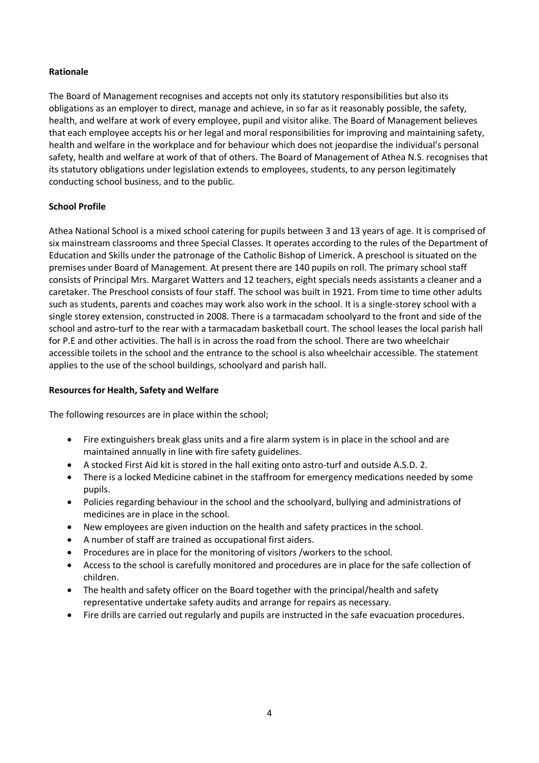**Rationale**

The Board of Management recognises and accepts not only its statutory responsibilities but also its obligations as an employer to direct, manage and achieve, in so far as it reasonably possible, the safety, health, and welfare at work of every employee, pupil and visitor alike. The Board of Management believes that each employee accepts his or her legal and moral responsibilities for improving and maintaining safety, health and welfare in the workplace and for behaviour which does not jeopardise the individual's personal safety, health and welfare at work of that of others. The Board of Management of Athea N.S. recognises that its statutory obligations under legislation extends to employees, students, to any person legitimately conducting school business, and to the public.

**School Profile**

Athea National School is a mixed school catering for pupils between 3 and 13 years of age. It is comprised of six mainstream classrooms and three Special Classes. It operates according to the rules of the Department of Education and Skills under the patronage of the Catholic Bishop of Limerick. A preschool is situated on the premises under Board of Management. At present there are 140 pupils on roll. The primary school staff consists of Principal Mrs. Margaret Watters and 12 teachers, eight specials needs assistants a cleaner and a caretaker. The Preschool consists of four staff. The school was built in 1921. From time to time other adults such as students, parents and coaches may work also work in the school. It is a single-storey school with a single storey extension, constructed in 2008. There is a tarmacadam schoolyard to the front and side of the school and astro-turf to the rear with a tarmacadam basketball court. The school leases the local parish hall for P.E and other activities. The hall is in across the road from the school. There are two wheelchair accessible toilets in the school and the entrance to the school is also wheelchair accessible. The statement applies to the use of the school buildings, schoolyard and parish hall.

**Resources for Health, Safety and Welfare**

The following resources are in place within the school;

- Fire extinguishers break glass units and a fire alarm system is in place in the school and are maintained annually in line with fire safety guidelines.
- A stocked First Aid kit is stored in the hall exiting onto astro-turf and outside A.S.D. 2.
- There is a locked Medicine cabinet in the staffroom for emergency medications needed by some pupils.
- Policies regarding behaviour in the school and the schoolyard, bullying and administrations of medicines are in place in the school.
- New employees are given induction on the health and safety practices in the school.
- A number of staff are trained as occupational first aiders.
- Procedures are in place for the monitoring of visitors /workers to the school.
- Access to the school is carefully monitored and procedures are in place for the safe collection of children.
- The health and safety officer on the Board together with the principal/health and safety representative undertake safety audits and arrange for repairs as necessary.
- Fire drills are carried out regularly and pupils are instructed in the safe evacuation procedures.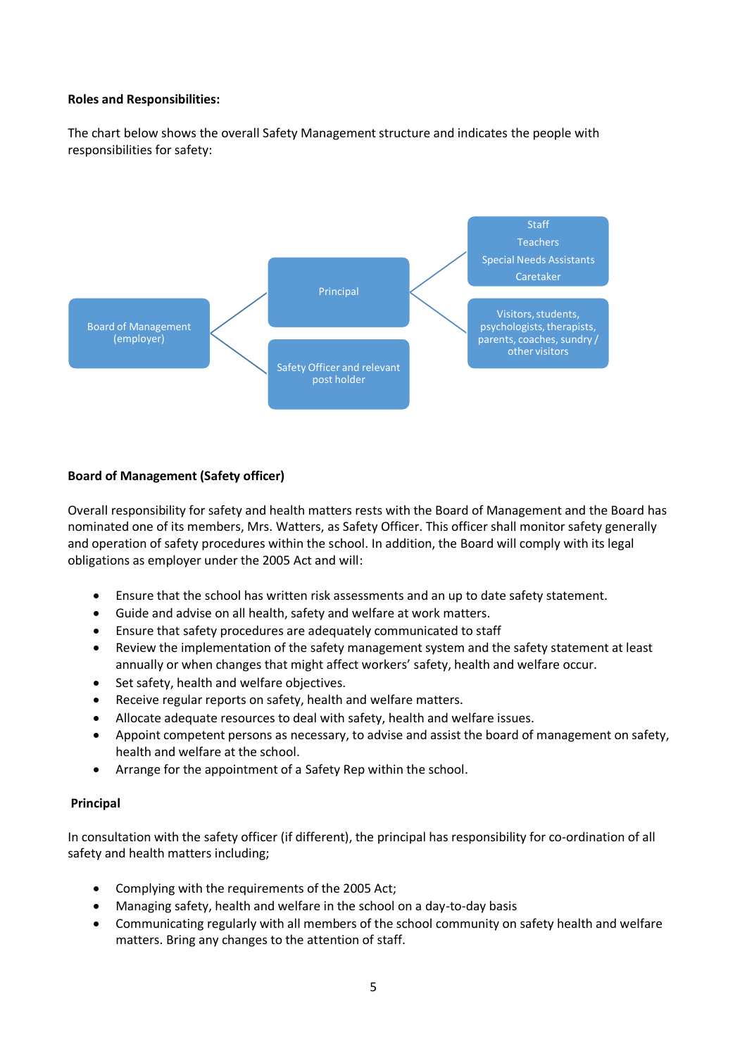**Roles and Responsibilities:**

The chart below shows the overall Safety Management structure and indicates the people with responsibilities for safety:

- Board of Management (employer)
  - Principal
    - Staff
      - Teachers
      - Special Needs Assistants
      - Caretaker
    - Visitors, students, psychologists, therapists, parents, coaches, sundry / other visitors
  - Safety Officer and relevant post holder

**Board of Management (Safety officer)**

Overall responsibility for safety and health matters rests with the Board of Management and the Board has nominated one of its members, Mrs. Watters, as Safety Officer. This officer shall monitor safety generally and operation of safety procedures within the school. In addition, the Board will comply with its legal obligations as employer under the 2005 Act and will:

- Ensure that the school has written risk assessments and an up to date safety statement.
- Guide and advise on all health, safety and welfare at work matters.
- Ensure that safety procedures are adequately communicated to staff
- Review the implementation of the safety management system and the safety statement at least annually or when changes that might affect workers' safety, health and welfare occur.
- Set safety, health and welfare objectives.
- Receive regular reports on safety, health and welfare matters.
- Allocate adequate resources to deal with safety, health and welfare issues.
- Appoint competent persons as necessary, to advise and assist the board of management on safety, health and welfare at the school.
- Arrange for the appointment of a Safety Rep within the school.

**Principal**

In consultation with the safety officer (if different), the principal has responsibility for co-ordination of all safety and health matters including;

- Complying with the requirements of the 2005 Act;
- Managing safety, health and welfare in the school on a day-to-day basis
- Communicating regularly with all members of the school community on safety health and welfare matters. Bring any changes to the attention of staff.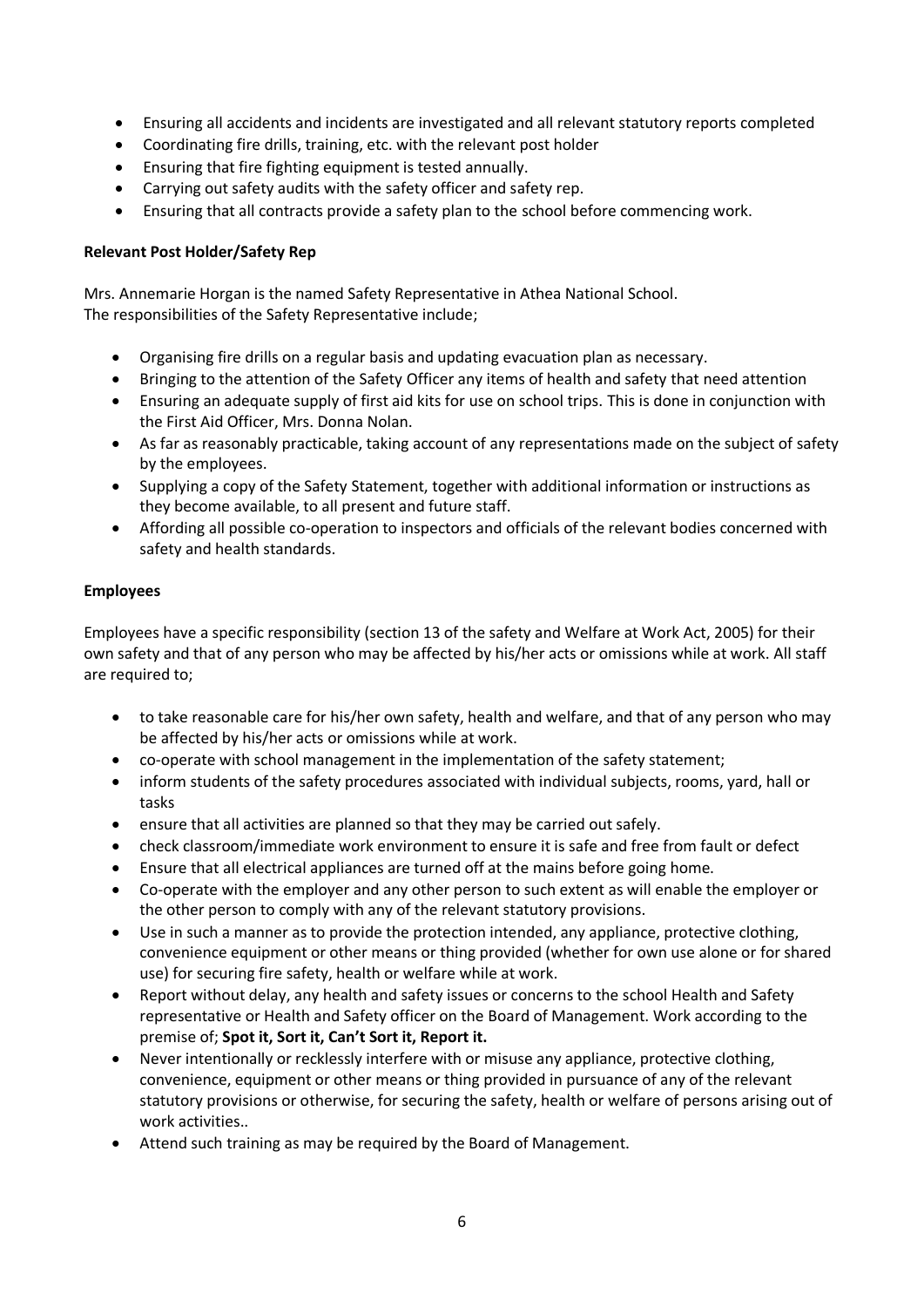- Ensuring all accidents and incidents are investigated and all relevant statutory reports completed
- Coordinating fire drills, training, etc. with the relevant post holder
- Ensuring that fire fighting equipment is tested annually.
- Carrying out safety audits with the safety officer and safety rep.
- Ensuring that all contracts provide a safety plan to the school before commencing work.

**Relevant Post Holder/Safety Rep**

Mrs. Annemarie Horgan is the named Safety Representative in Athea National School.
The responsibilities of the Safety Representative include;

- Organising fire drills on a regular basis and updating evacuation plan as necessary.
- Bringing to the attention of the Safety Officer any items of health and safety that need attention
- Ensuring an adequate supply of first aid kits for use on school trips. This is done in conjunction with the First Aid Officer, Mrs. Donna Nolan.
- As far as reasonably practicable, taking account of any representations made on the subject of safety by the employees.
- Supplying a copy of the Safety Statement, together with additional information or instructions as they become available, to all present and future staff.
- Affording all possible co-operation to inspectors and officials of the relevant bodies concerned with safety and health standards.

**Employees**

Employees have a specific responsibility (section 13 of the safety and Welfare at Work Act, 2005) for their own safety and that of any person who may be affected by his/her acts or omissions while at work. All staff are required to;

- to take reasonable care for his/her own safety, health and welfare, and that of any person who may be affected by his/her acts or omissions while at work.
- co-operate with school management in the implementation of the safety statement;
- inform students of the safety procedures associated with individual subjects, rooms, yard, hall or tasks
- ensure that all activities are planned so that they may be carried out safely.
- check classroom/immediate work environment to ensure it is safe and free from fault or defect
- Ensure that all electrical appliances are turned off at the mains before going home.
- Co-operate with the employer and any other person to such extent as will enable the employer or the other person to comply with any of the relevant statutory provisions.
- Use in such a manner as to provide the protection intended, any appliance, protective clothing, convenience equipment or other means or thing provided (whether for own use alone or for shared use) for securing fire safety, health or welfare while at work.
- Report without delay, any health and safety issues or concerns to the school Health and Safety representative or Health and Safety officer on the Board of Management. Work according to the premise of; **Spot it, Sort it, Can't Sort it, Report it.**
- Never intentionally or recklessly interfere with or misuse any appliance, protective clothing, convenience, equipment or other means or thing provided in pursuance of any of the relevant statutory provisions or otherwise, for securing the safety, health or welfare of persons arising out of work activities..
- Attend such training as may be required by the Board of Management.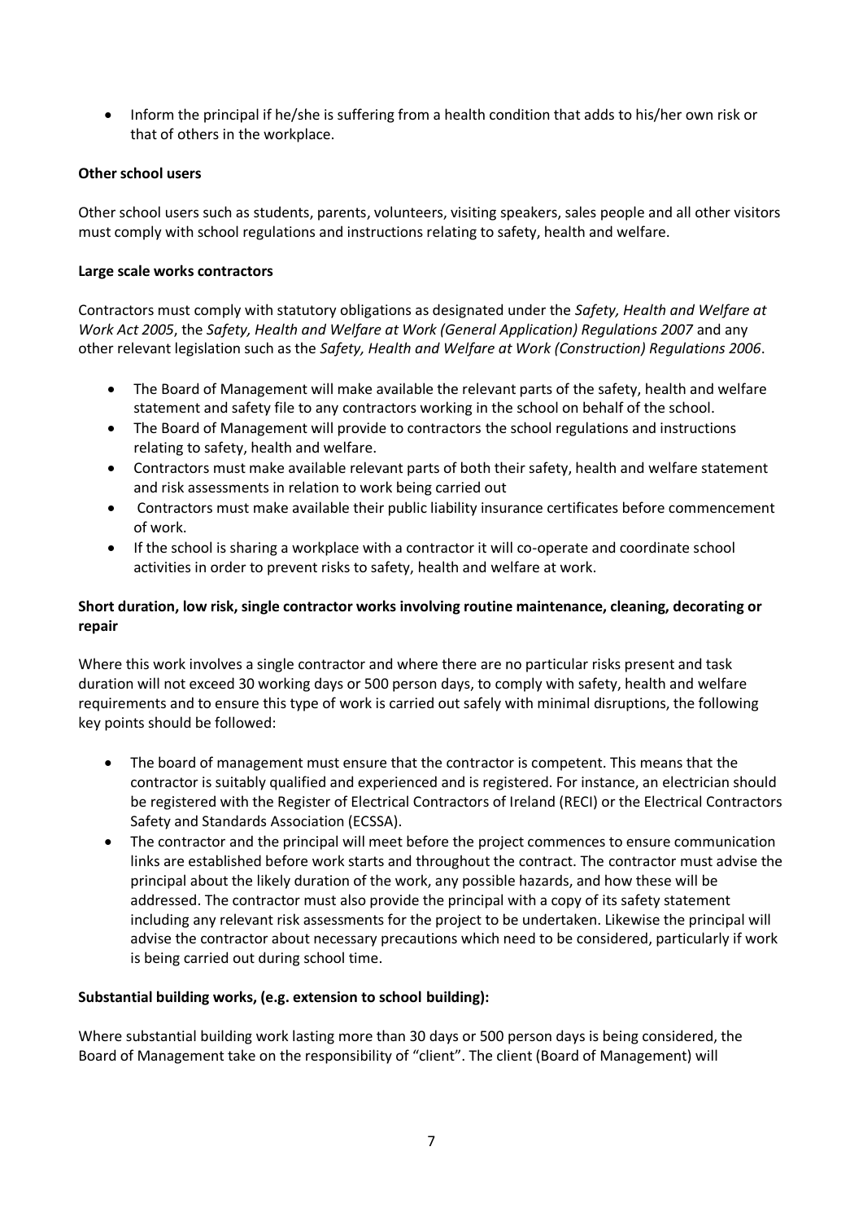- Inform the principal if he/she is suffering from a health condition that adds to his/her own risk or that of others in the workplace.

**Other school users**

Other school users such as students, parents, volunteers, visiting speakers, sales people and all other visitors must comply with school regulations and instructions relating to safety, health and welfare.

**Large scale works contractors**

Contractors must comply with statutory obligations as designated under the *Safety, Health and Welfare at Work Act 2005*, the *Safety, Health and Welfare at Work (General Application) Regulations 2007* and any other relevant legislation such as the *Safety, Health and Welfare at Work (Construction) Regulations 2006*.

- The Board of Management will make available the relevant parts of the safety, health and welfare statement and safety file to any contractors working in the school on behalf of the school.
- The Board of Management will provide to contractors the school regulations and instructions relating to safety, health and welfare.
- Contractors must make available relevant parts of both their safety, health and welfare statement and risk assessments in relation to work being carried out
- Contractors must make available their public liability insurance certificates before commencement of work.
- If the school is sharing a workplace with a contractor it will co-operate and coordinate school activities in order to prevent risks to safety, health and welfare at work.

**Short duration, low risk, single contractor works involving routine maintenance, cleaning, decorating or repair**

Where this work involves a single contractor and where there are no particular risks present and task duration will not exceed 30 working days or 500 person days, to comply with safety, health and welfare requirements and to ensure this type of work is carried out safely with minimal disruptions, the following key points should be followed:

- The board of management must ensure that the contractor is competent. This means that the contractor is suitably qualified and experienced and is registered. For instance, an electrician should be registered with the Register of Electrical Contractors of Ireland (RECI) or the Electrical Contractors Safety and Standards Association (ECSSA).
- The contractor and the principal will meet before the project commences to ensure communication links are established before work starts and throughout the contract. The contractor must advise the principal about the likely duration of the work, any possible hazards, and how these will be addressed. The contractor must also provide the principal with a copy of its safety statement including any relevant risk assessments for the project to be undertaken. Likewise the principal will advise the contractor about necessary precautions which need to be considered, particularly if work is being carried out during school time.

**Substantial building works, (e.g. extension to school building):**

Where substantial building work lasting more than 30 days or 500 person days is being considered, the Board of Management take on the responsibility of "client". The client (Board of Management) will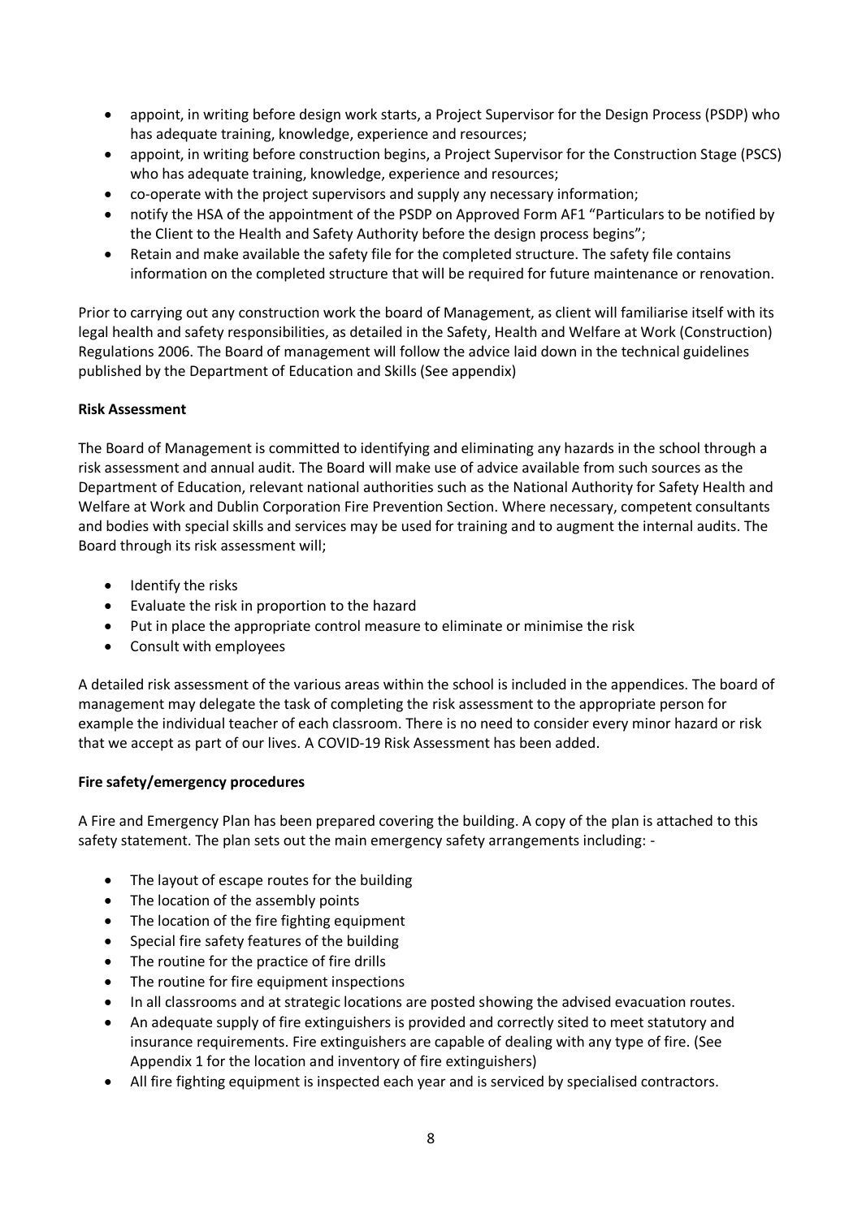- appoint, in writing before design work starts, a Project Supervisor for the Design Process (PSDP) who has adequate training, knowledge, experience and resources;
- appoint, in writing before construction begins, a Project Supervisor for the Construction Stage (PSCS) who has adequate training, knowledge, experience and resources;
- co-operate with the project supervisors and supply any necessary information;
- notify the HSA of the appointment of the PSDP on Approved Form AF1 "Particulars to be notified by the Client to the Health and Safety Authority before the design process begins";
- Retain and make available the safety file for the completed structure. The safety file contains information on the completed structure that will be required for future maintenance or renovation.

Prior to carrying out any construction work the board of Management, as client will familiarise itself with its legal health and safety responsibilities, as detailed in the Safety, Health and Welfare at Work (Construction) Regulations 2006. The Board of management will follow the advice laid down in the technical guidelines published by the Department of Education and Skills (See appendix)

**Risk Assessment**

The Board of Management is committed to identifying and eliminating any hazards in the school through a risk assessment and annual audit. The Board will make use of advice available from such sources as the Department of Education, relevant national authorities such as the National Authority for Safety Health and Welfare at Work and Dublin Corporation Fire Prevention Section. Where necessary, competent consultants and bodies with special skills and services may be used for training and to augment the internal audits. The Board through its risk assessment will;

- Identify the risks
- Evaluate the risk in proportion to the hazard
- Put in place the appropriate control measure to eliminate or minimise the risk
- Consult with employees

A detailed risk assessment of the various areas within the school is included in the appendices. The board of management may delegate the task of completing the risk assessment to the appropriate person for example the individual teacher of each classroom. There is no need to consider every minor hazard or risk that we accept as part of our lives. A COVID-19 Risk Assessment has been added.

**Fire safety/emergency procedures**

A Fire and Emergency Plan has been prepared covering the building. A copy of the plan is attached to this safety statement. The plan sets out the main emergency safety arrangements including: -

- The layout of escape routes for the building
- The location of the assembly points
- The location of the fire fighting equipment
- Special fire safety features of the building
- The routine for the practice of fire drills
- The routine for fire equipment inspections
- In all classrooms and at strategic locations are posted showing the advised evacuation routes.
- An adequate supply of fire extinguishers is provided and correctly sited to meet statutory and insurance requirements. Fire extinguishers are capable of dealing with any type of fire. (See Appendix 1 for the location and inventory of fire extinguishers)
- All fire fighting equipment is inspected each year and is serviced by specialised contractors.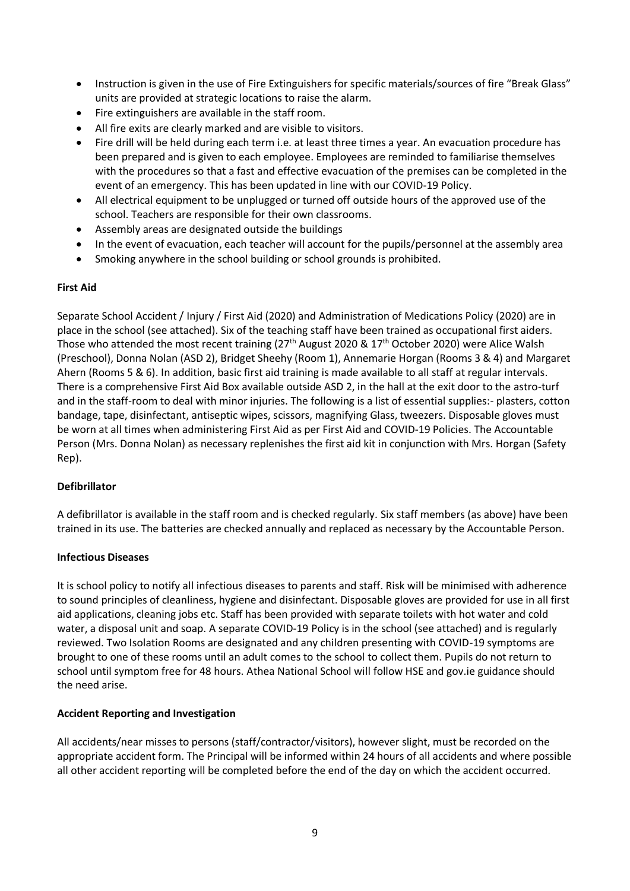- Instruction is given in the use of Fire Extinguishers for specific materials/sources of fire "Break Glass" units are provided at strategic locations to raise the alarm.
- Fire extinguishers are available in the staff room.
- All fire exits are clearly marked and are visible to visitors.
- Fire drill will be held during each term i.e. at least three times a year. An evacuation procedure has been prepared and is given to each employee. Employees are reminded to familiarise themselves with the procedures so that a fast and effective evacuation of the premises can be completed in the event of an emergency. This has been updated in line with our COVID-19 Policy.
- All electrical equipment to be unplugged or turned off outside hours of the approved use of the school. Teachers are responsible for their own classrooms.
- Assembly areas are designated outside the buildings
- In the event of evacuation, each teacher will account for the pupils/personnel at the assembly area
- Smoking anywhere in the school building or school grounds is prohibited.

**First Aid**

Separate School Accident / Injury / First Aid (2020) and Administration of Medications Policy (2020) are in place in the school (see attached). Six of the teaching staff have been trained as occupational first aiders. Those who attended the most recent training (27th August 2020 & 17th October 2020) were Alice Walsh (Preschool), Donna Nolan (ASD 2), Bridget Sheehy (Room 1), Annemarie Horgan (Rooms 3 & 4) and Margaret Ahern (Rooms 5 & 6). In addition, basic first aid training is made available to all staff at regular intervals. There is a comprehensive First Aid Box available outside ASD 2, in the hall at the exit door to the astro-turf and in the staff-room to deal with minor injuries. The following is a list of essential supplies:- plasters, cotton bandage, tape, disinfectant, antiseptic wipes, scissors, magnifying Glass, tweezers. Disposable gloves must be worn at all times when administering First Aid as per First Aid and COVID-19 Policies. The Accountable Person (Mrs. Donna Nolan) as necessary replenishes the first aid kit in conjunction with Mrs. Horgan (Safety Rep).

**Defibrillator**

A defibrillator is available in the staff room and is checked regularly. Six staff members (as above) have been trained in its use. The batteries are checked annually and replaced as necessary by the Accountable Person.

**Infectious Diseases**

It is school policy to notify all infectious diseases to parents and staff. Risk will be minimised with adherence to sound principles of cleanliness, hygiene and disinfectant. Disposable gloves are provided for use in all first aid applications, cleaning jobs etc. Staff has been provided with separate toilets with hot water and cold water, a disposal unit and soap. A separate COVID-19 Policy is in the school (see attached) and is regularly reviewed. Two Isolation Rooms are designated and any children presenting with COVID-19 symptoms are brought to one of these rooms until an adult comes to the school to collect them. Pupils do not return to school until symptom free for 48 hours. Athea National School will follow HSE and gov.ie guidance should the need arise.

**Accident Reporting and Investigation**

All accidents/near misses to persons (staff/contractor/visitors), however slight, must be recorded on the appropriate accident form. The Principal will be informed within 24 hours of all accidents and where possible all other accident reporting will be completed before the end of the day on which the accident occurred.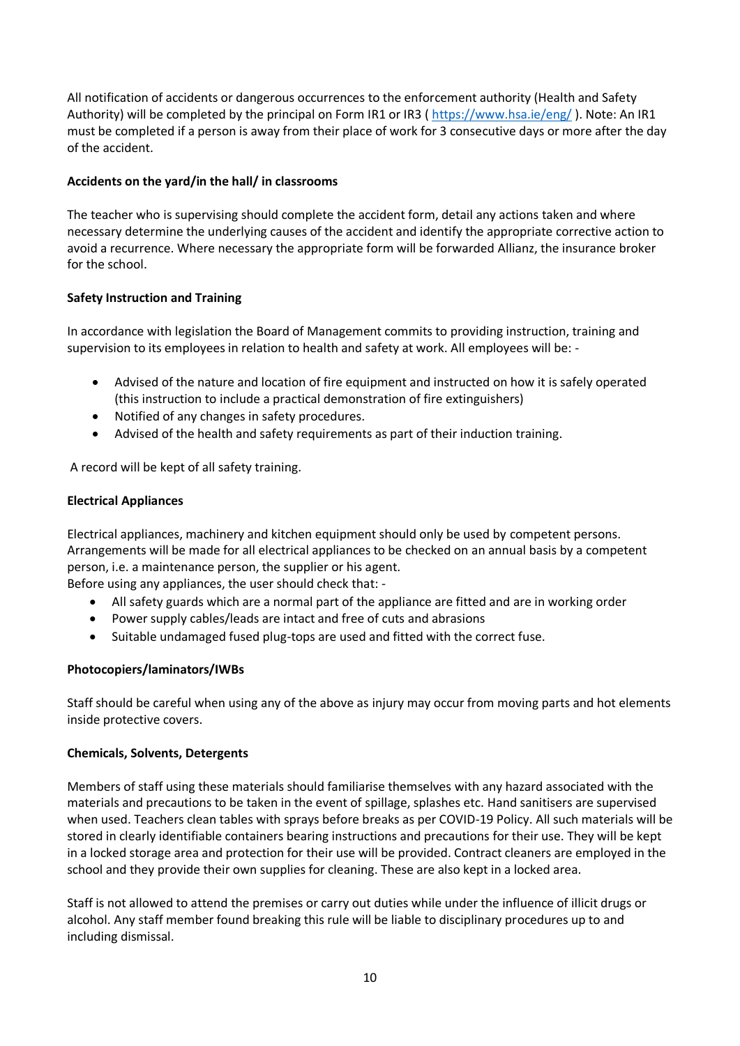All notification of accidents or dangerous occurrences to the enforcement authority (Health and Safety Authority) will be completed by the principal on Form IR1 or IR3 ( https://www.hsa.ie/eng/ ). Note: An IR1 must be completed if a person is away from their place of work for 3 consecutive days or more after the day of the accident.

**Accidents on the yard/in the hall/ in classrooms**

The teacher who is supervising should complete the accident form, detail any actions taken and where necessary determine the underlying causes of the accident and identify the appropriate corrective action to avoid a recurrence. Where necessary the appropriate form will be forwarded Allianz, the insurance broker for the school.

**Safety Instruction and Training**

In accordance with legislation the Board of Management commits to providing instruction, training and supervision to its employees in relation to health and safety at work. All employees will be: -

- Advised of the nature and location of fire equipment and instructed on how it is safely operated (this instruction to include a practical demonstration of fire extinguishers)
- Notified of any changes in safety procedures.
- Advised of the health and safety requirements as part of their induction training.

A record will be kept of all safety training.

**Electrical Appliances**

Electrical appliances, machinery and kitchen equipment should only be used by competent persons. Arrangements will be made for all electrical appliances to be checked on an annual basis by a competent person, i.e. a maintenance person, the supplier or his agent.
Before using any appliances, the user should check that: -

- All safety guards which are a normal part of the appliance are fitted and are in working order
- Power supply cables/leads are intact and free of cuts and abrasions
- Suitable undamaged fused plug-tops are used and fitted with the correct fuse.

**Photocopiers/laminators/IWBs**

Staff should be careful when using any of the above as injury may occur from moving parts and hot elements inside protective covers.

**Chemicals, Solvents, Detergents**

Members of staff using these materials should familiarise themselves with any hazard associated with the materials and precautions to be taken in the event of spillage, splashes etc. Hand sanitisers are supervised when used. Teachers clean tables with sprays before breaks as per COVID-19 Policy. All such materials will be stored in clearly identifiable containers bearing instructions and precautions for their use. They will be kept in a locked storage area and protection for their use will be provided. Contract cleaners are employed in the school and they provide their own supplies for cleaning. These are also kept in a locked area.

Staff is not allowed to attend the premises or carry out duties while under the influence of illicit drugs or alcohol. Any staff member found breaking this rule will be liable to disciplinary procedures up to and including dismissal.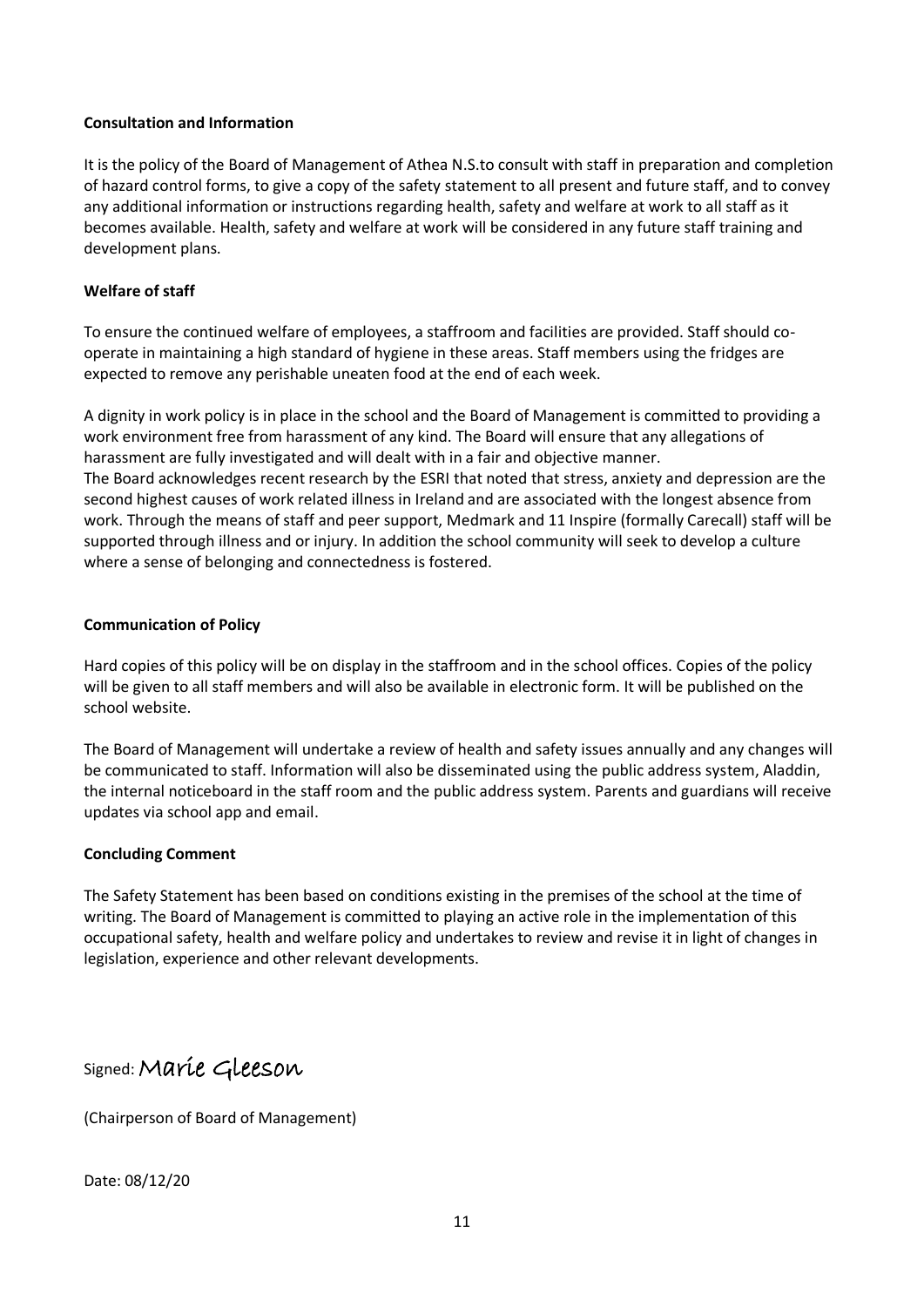**Consultation and Information**

It is the policy of the Board of Management of Athea N.S.to consult with staff in preparation and completion of hazard control forms, to give a copy of the safety statement to all present and future staff, and to convey any additional information or instructions regarding health, safety and welfare at work to all staff as it becomes available. Health, safety and welfare at work will be considered in any future staff training and development plans.

**Welfare of staff**

To ensure the continued welfare of employees, a staffroom and facilities are provided. Staff should co-operate in maintaining a high standard of hygiene in these areas. Staff members using the fridges are expected to remove any perishable uneaten food at the end of each week.

A dignity in work policy is in place in the school and the Board of Management is committed to providing a work environment free from harassment of any kind. The Board will ensure that any allegations of harassment are fully investigated and will dealt with in a fair and objective manner.
The Board acknowledges recent research by the ESRI that noted that stress, anxiety and depression are the second highest causes of work related illness in Ireland and are associated with the longest absence from work. Through the means of staff and peer support, Medmark and 11 Inspire (formally Carecall) staff will be supported through illness and or injury. In addition the school community will seek to develop a culture where a sense of belonging and connectedness is fostered.

**Communication of Policy**

Hard copies of this policy will be on display in the staffroom and in the school offices. Copies of the policy will be given to all staff members and will also be available in electronic form. It will be published on the school website.

The Board of Management will undertake a review of health and safety issues annually and any changes will be communicated to staff. Information will also be disseminated using the public address system, Aladdin, the internal noticeboard in the staff room and the public address system. Parents and guardians will receive updates via school app and email.

**Concluding Comment**

The Safety Statement has been based on conditions existing in the premises of the school at the time of writing. The Board of Management is committed to playing an active role in the implementation of this occupational safety, health and welfare policy and undertakes to review and revise it in light of changes in legislation, experience and other relevant developments.

Signed: Marie Gleeson

(Chairperson of Board of Management)

Date: 08/12/20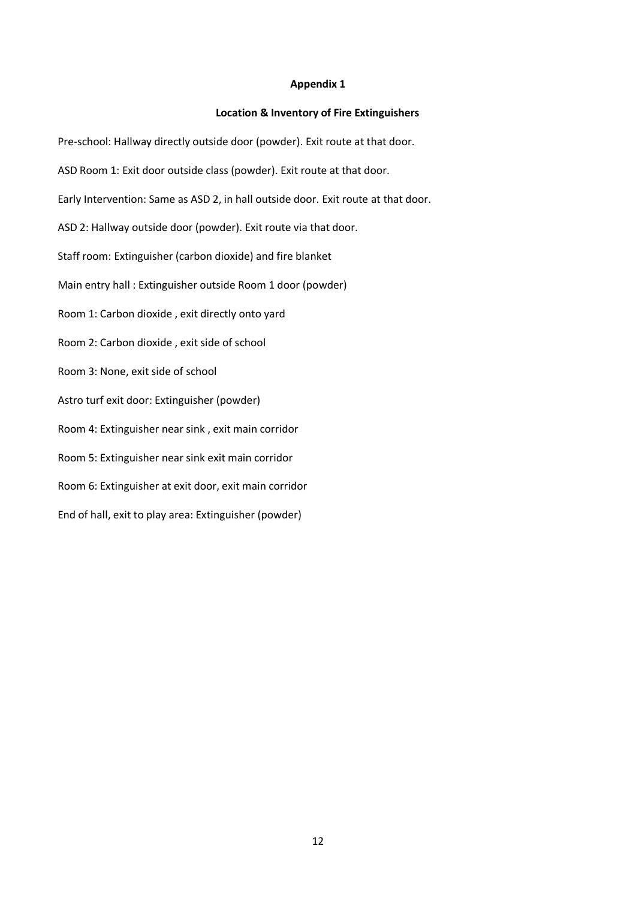**Appendix 1**

**Location & Inventory of Fire Extinguishers**

Pre-school: Hallway directly outside door (powder). Exit route at that door.

ASD Room 1: Exit door outside class (powder). Exit route at that door.

Early Intervention: Same as ASD 2, in hall outside door. Exit route at that door.

ASD 2: Hallway outside door (powder). Exit route via that door.

Staff room: Extinguisher (carbon dioxide) and fire blanket

Main entry hall : Extinguisher outside Room 1 door (powder)

Room 1: Carbon dioxide , exit directly onto yard

Room 2: Carbon dioxide , exit side of school

Room 3: None, exit side of school

Astro turf exit door: Extinguisher (powder)

Room 4: Extinguisher near sink , exit main corridor

Room 5: Extinguisher near sink exit main corridor

Room 6: Extinguisher at exit door, exit main corridor

End of hall, exit to play area: Extinguisher (powder)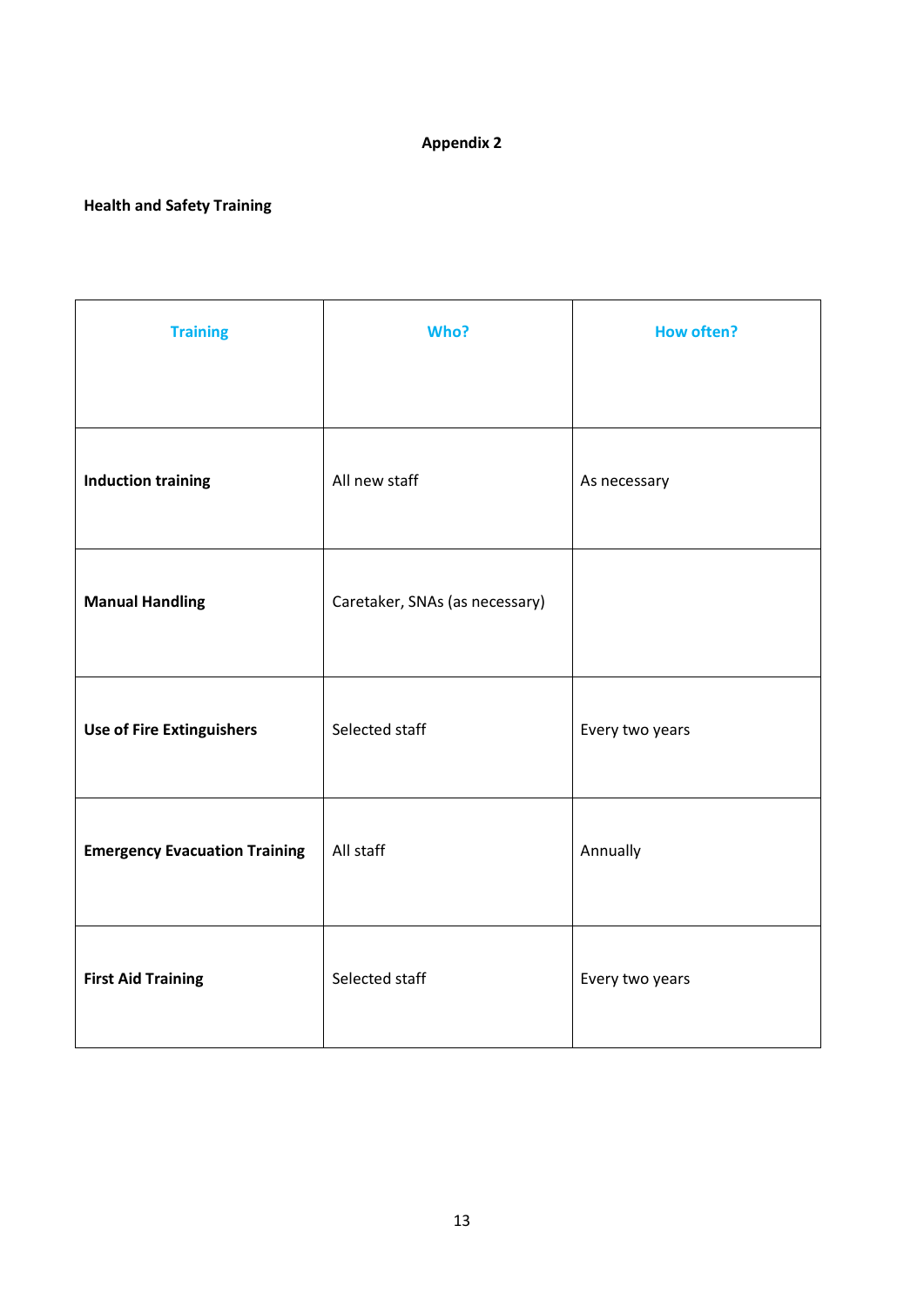# Appendix 2

**Health and Safety Training**

| Training | Who? | How often? |
|---|---|---|
| **Induction training** | All new staff | As necessary |
| **Manual Handling** | Caretaker, SNAs (as necessary) | |
| **Use of Fire Extinguishers** | Selected staff | Every two years |
| **Emergency Evacuation Training** | All staff | Annually |
| **First Aid Training** | Selected staff | Every two years |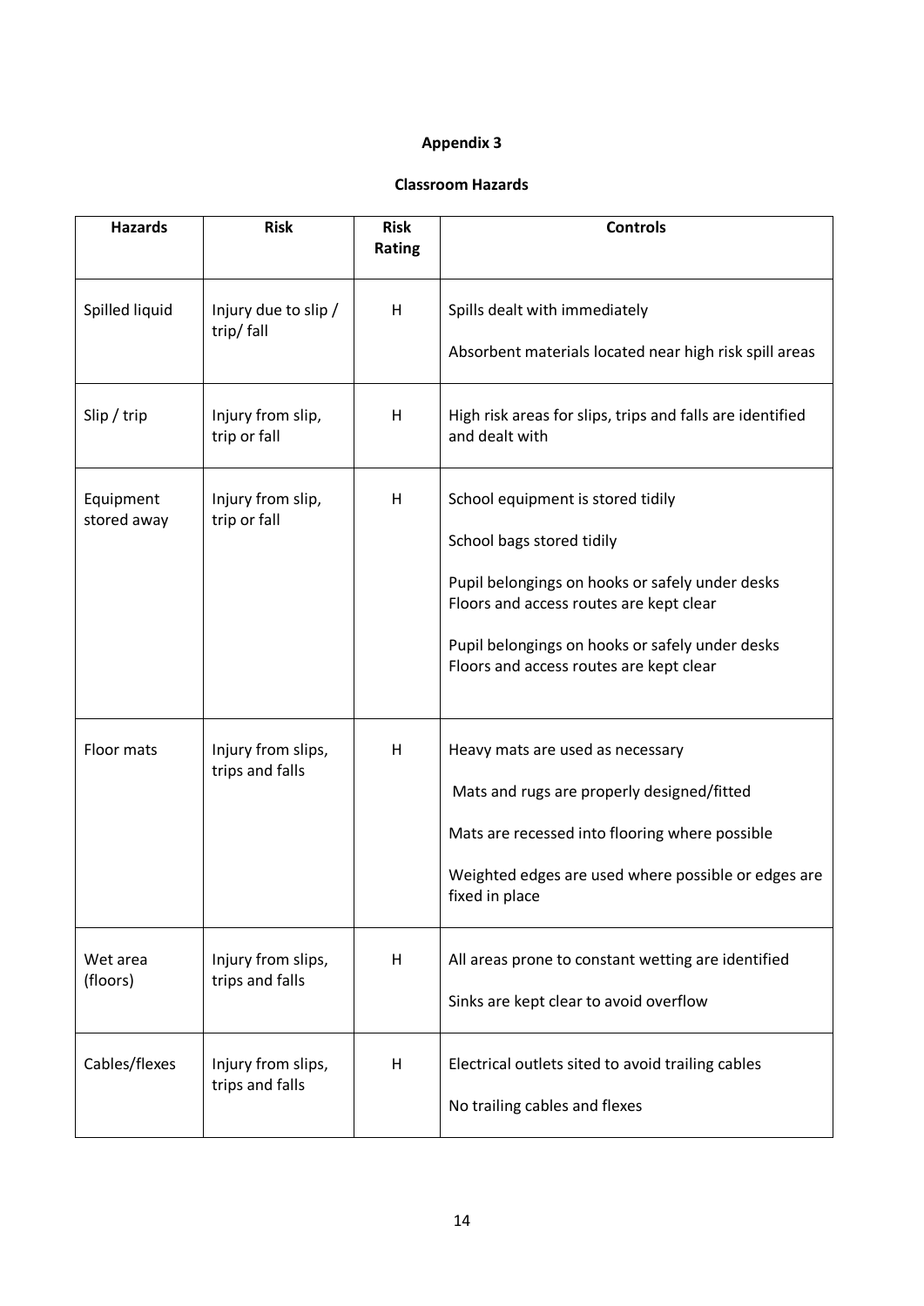## Appendix 3

### Classroom Hazards

| Hazards | Risk | Risk Rating | Controls |
|---|---|---|---|
| Spilled liquid | Injury due to slip / trip/ fall | H | Spills dealt with immediately<br><br>Absorbent materials located near high risk spill areas |
| Slip / trip | Injury from slip, trip or fall | H | High risk areas for slips, trips and falls are identified and dealt with |
| Equipment stored away | Injury from slip, trip or fall | H | School equipment is stored tidily<br><br>School bags stored tidily<br><br>Pupil belongings on hooks or safely under desks Floors and access routes are kept clear<br><br>Pupil belongings on hooks or safely under desks Floors and access routes are kept clear |
| Floor mats | Injury from slips, trips and falls | H | Heavy mats are used as necessary<br><br>Mats and rugs are properly designed/fitted<br><br>Mats are recessed into flooring where possible<br><br>Weighted edges are used where possible or edges are fixed in place |
| Wet area (floors) | Injury from slips, trips and falls | H | All areas prone to constant wetting are identified<br><br>Sinks are kept clear to avoid overflow |
| Cables/flexes | Injury from slips, trips and falls | H | Electrical outlets sited to avoid trailing cables<br><br>No trailing cables and flexes |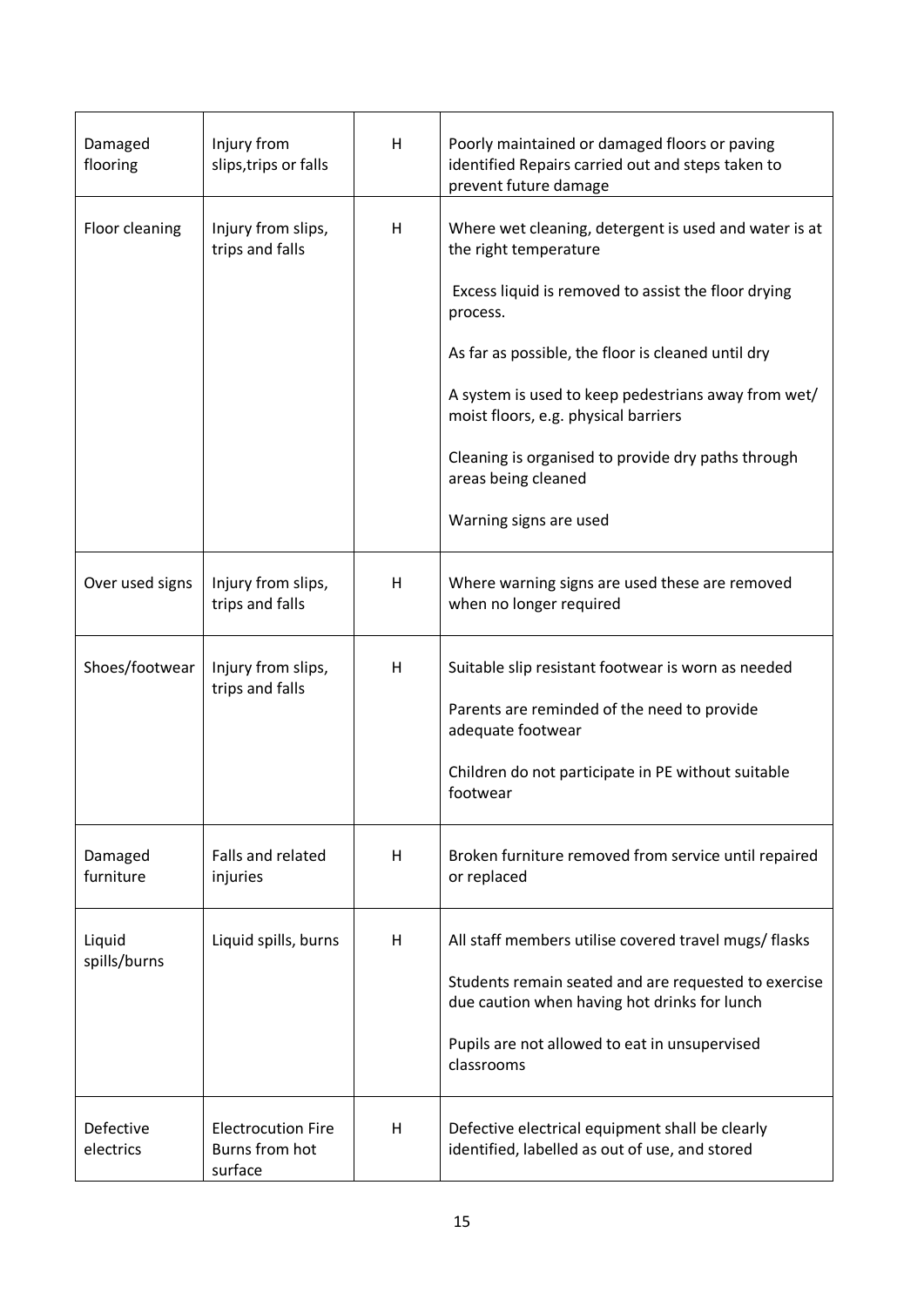| Damaged flooring | Injury from slips,trips or falls | H | Poorly maintained or damaged floors or paving identified Repairs carried out and steps taken to prevent future damage |
|---|---|---|---|
| Floor cleaning | Injury from slips, trips and falls | H | Where wet cleaning, detergent is used and water is at the right temperature<br><br>Excess liquid is removed to assist the floor drying process.<br><br>As far as possible, the floor is cleaned until dry<br><br>A system is used to keep pedestrians away from wet/ moist floors, e.g. physical barriers<br><br>Cleaning is organised to provide dry paths through areas being cleaned<br><br>Warning signs are used |
| Over used signs | Injury from slips, trips and falls | H | Where warning signs are used these are removed when no longer required |
| Shoes/footwear | Injury from slips, trips and falls | H | Suitable slip resistant footwear is worn as needed<br><br>Parents are reminded of the need to provide adequate footwear<br><br>Children do not participate in PE without suitable footwear |
| Damaged furniture | Falls and related injuries | H | Broken furniture removed from service until repaired or replaced |
| Liquid spills/burns | Liquid spills, burns | H | All staff members utilise covered travel mugs/ flasks<br><br>Students remain seated and are requested to exercise due caution when having hot drinks for lunch<br><br>Pupils are not allowed to eat in unsupervised classrooms |
| Defective electrics | Electrocution Fire Burns from hot surface | H | Defective electrical equipment shall be clearly identified, labelled as out of use, and stored |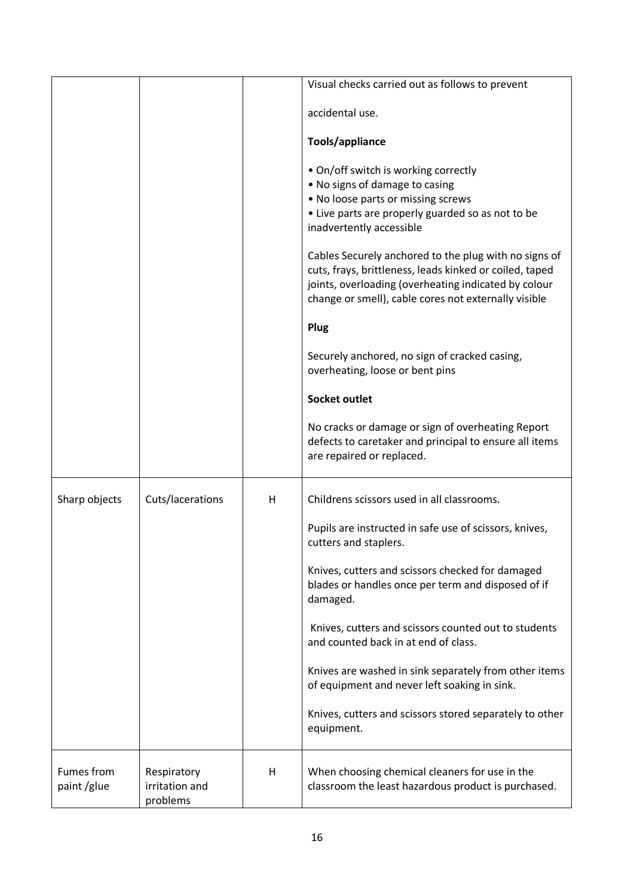| | | | |
|---|---|---|---|
| | | | Visual checks carried out as follows to prevent<br><br>accidental use.<br><br>**Tools/appliance**<br><br>• On/off switch is working correctly<br>• No signs of damage to casing<br>• No loose parts or missing screws<br>• Live parts are properly guarded so as not to be inadvertently accessible<br><br>Cables Securely anchored to the plug with no signs of cuts, frays, brittleness, leads kinked or coiled, taped joints, overloading (overheating indicated by colour change or smell), cable cores not externally visible<br><br>**Plug**<br><br>Securely anchored, no sign of cracked casing, overheating, loose or bent pins<br><br>**Socket outlet**<br><br>No cracks or damage or sign of overheating Report defects to caretaker and principal to ensure all items are repaired or replaced. |
| Sharp objects | Cuts/lacerations | H | Childrens scissors used in all classrooms.<br><br>Pupils are instructed in safe use of scissors, knives, cutters and staplers.<br><br>Knives, cutters and scissors checked for damaged blades or handles once per term and disposed of if damaged.<br><br>Knives, cutters and scissors counted out to students and counted back in at end of class.<br><br>Knives are washed in sink separately from other items of equipment and never left soaking in sink.<br><br>Knives, cutters and scissors stored separately to other equipment. |
| Fumes from paint /glue | Respiratory irritation and problems | H | When choosing chemical cleaners for use in the classroom the least hazardous product is purchased. |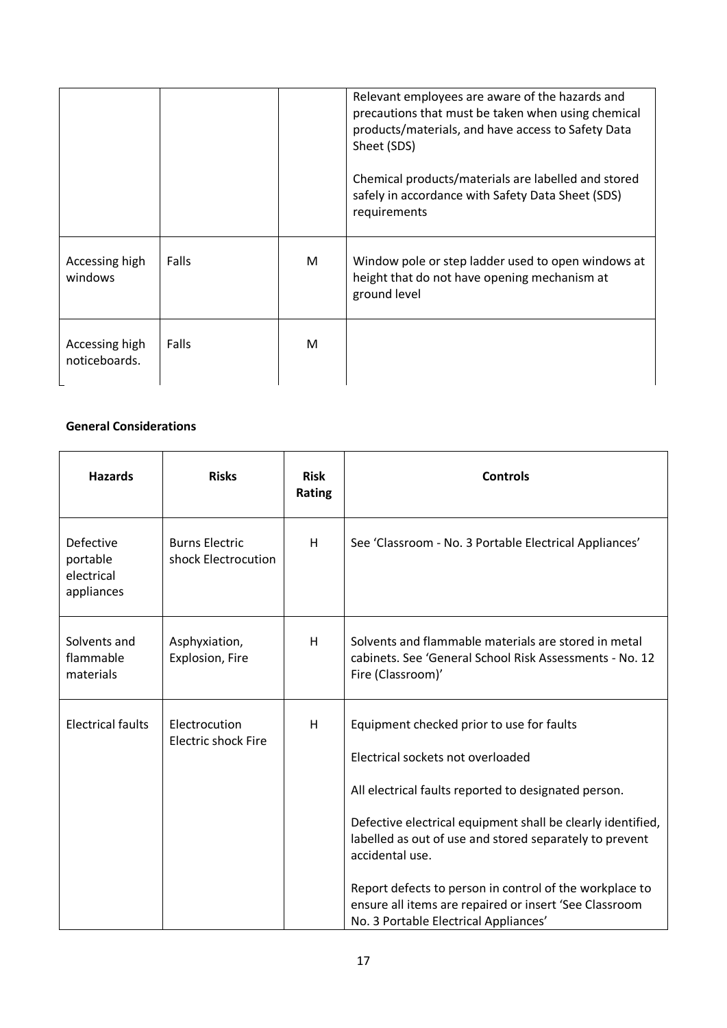| | | | |
|---|---|---|---|
| | | | Relevant employees are aware of the hazards and precautions that must be taken when using chemical products/materials, and have access to Safety Data Sheet (SDS)<br><br>Chemical products/materials are labelled and stored safely in accordance with Safety Data Sheet (SDS) requirements |
| Accessing high windows | Falls | M | Window pole or step ladder used to open windows at height that do not have opening mechanism at ground level |
| Accessing high noticeboards. | Falls | M | |

**General Considerations**

| Hazards | Risks | Risk Rating | Controls |
|---|---|---|---|
| Defective portable electrical appliances | Burns Electric shock Electrocution | H | See 'Classroom - No. 3 Portable Electrical Appliances' |
| Solvents and flammable materials | Asphyxiation, Explosion, Fire | H | Solvents and flammable materials are stored in metal cabinets. See 'General School Risk Assessments - No. 12 Fire (Classroom)' |
| Electrical faults | Electrocution Electric shock Fire | H | Equipment checked prior to use for faults<br><br>Electrical sockets not overloaded<br><br>All electrical faults reported to designated person.<br><br>Defective electrical equipment shall be clearly identified, labelled as out of use and stored separately to prevent accidental use.<br><br>Report defects to person in control of the workplace to ensure all items are repaired or insert 'See Classroom No. 3 Portable Electrical Appliances' |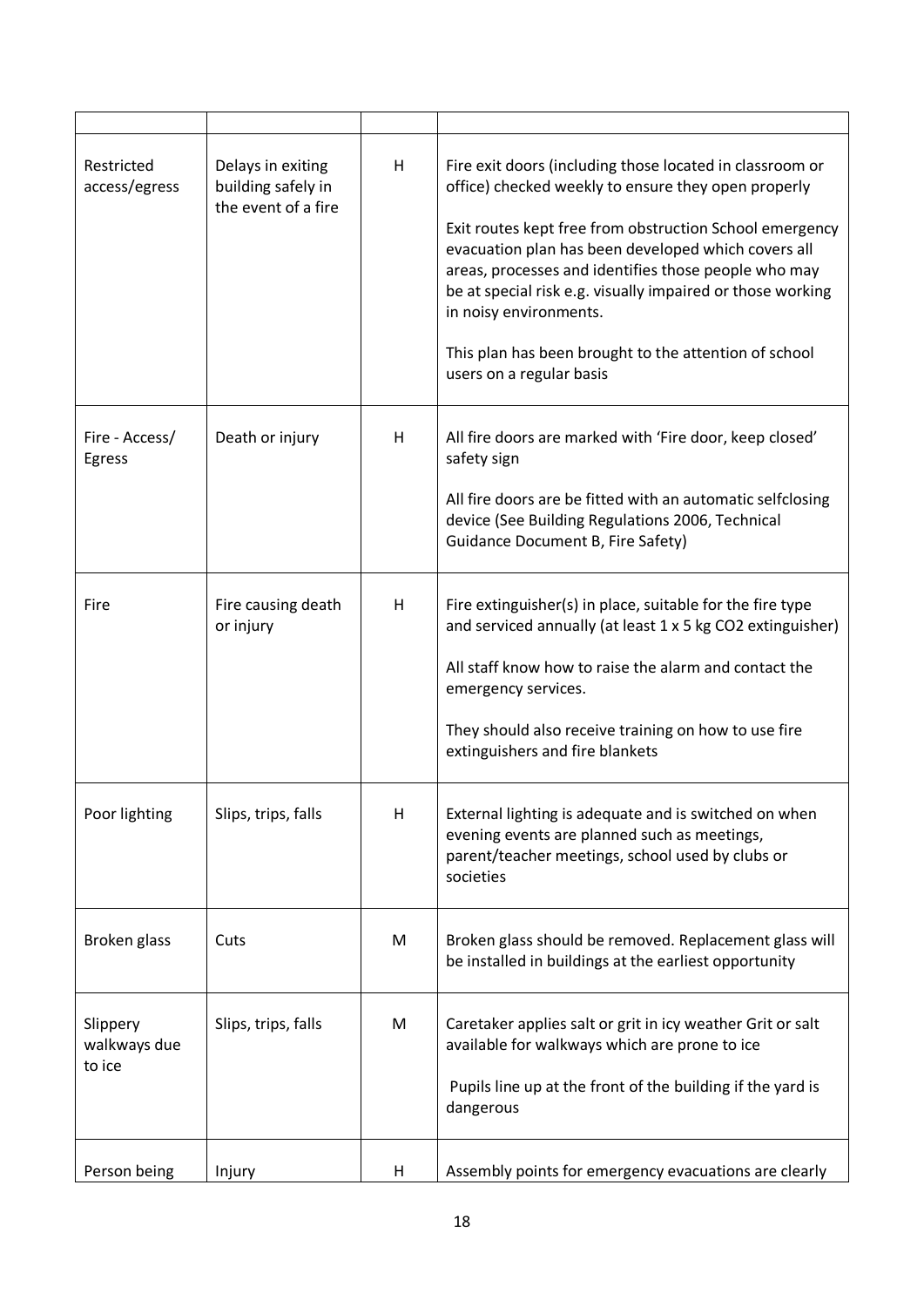| | | | |
|---|---|---|---|
| Restricted access/egress | Delays in exiting building safely in the event of a fire | H | Fire exit doors (including those located in classroom or office) checked weekly to ensure they open properly<br><br>Exit routes kept free from obstruction School emergency evacuation plan has been developed which covers all areas, processes and identifies those people who may be at special risk e.g. visually impaired or those working in noisy environments.<br><br>This plan has been brought to the attention of school users on a regular basis |
| Fire - Access/ Egress | Death or injury | H | All fire doors are marked with 'Fire door, keep closed' safety sign<br><br>All fire doors are be fitted with an automatic selfclosing device (See Building Regulations 2006, Technical Guidance Document B, Fire Safety) |
| Fire | Fire causing death or injury | H | Fire extinguisher(s) in place, suitable for the fire type and serviced annually (at least 1 x 5 kg CO2 extinguisher)<br><br>All staff know how to raise the alarm and contact the emergency services.<br><br>They should also receive training on how to use fire extinguishers and fire blankets |
| Poor lighting | Slips, trips, falls | H | External lighting is adequate and is switched on when evening events are planned such as meetings, parent/teacher meetings, school used by clubs or societies |
| Broken glass | Cuts | M | Broken glass should be removed. Replacement glass will be installed in buildings at the earliest opportunity |
| Slippery walkways due to ice | Slips, trips, falls | M | Caretaker applies salt or grit in icy weather Grit or salt available for walkways which are prone to ice<br><br>Pupils line up at the front of the building if the yard is dangerous |
| Person being | Injury | H | Assembly points for emergency evacuations are clearly |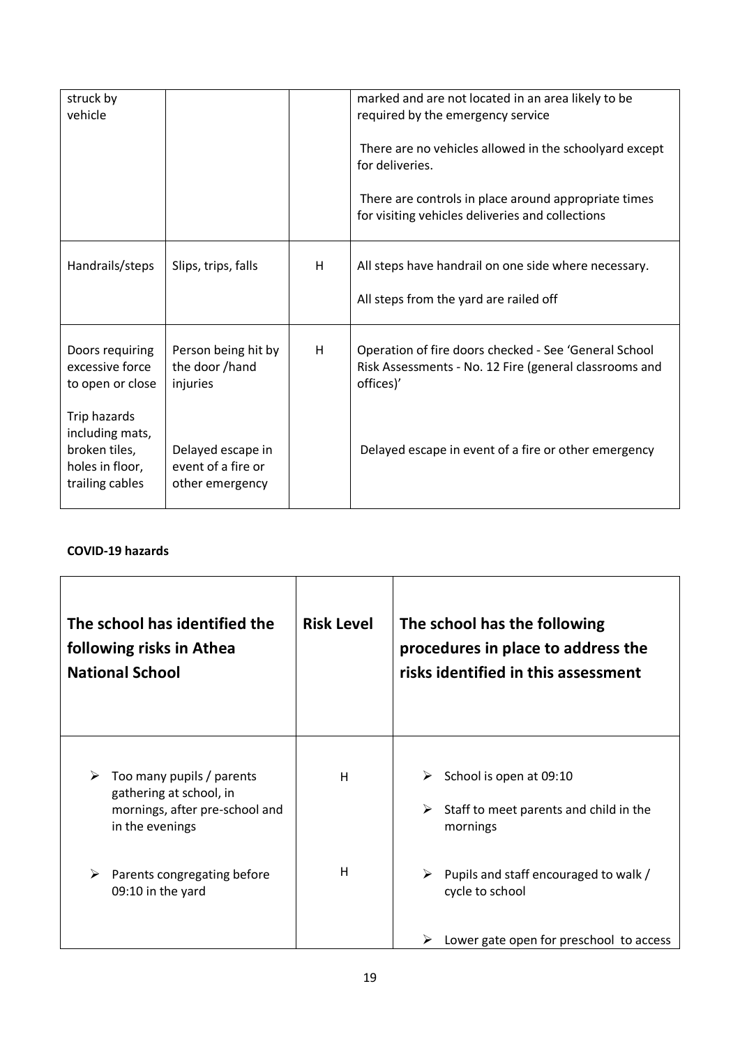| | | | |
|---|---|---|---|
| struck by vehicle | | | marked and are not located in an area likely to be required by the emergency service<br><br>There are no vehicles allowed in the schoolyard except for deliveries.<br><br>There are controls in place around appropriate times for visiting vehicles deliveries and collections |
| Handrails/steps | Slips, trips, falls | H | All steps have handrail on one side where necessary.<br><br>All steps from the yard are railed off |
| Doors requiring excessive force to open or close<br><br>Trip hazards including mats, broken tiles, holes in floor, trailing cables | Person being hit by the door /hand injuries<br><br>Delayed escape in event of a fire or other emergency | H | Operation of fire doors checked - See 'General School Risk Assessments - No. 12 Fire (general classrooms and offices)'<br><br>Delayed escape in event of a fire or other emergency |

**COVID-19 hazards**

| The school has identified the following risks in Athea National School | Risk Level | The school has the following procedures in place to address the risks identified in this assessment |
|---|---|---|
| <ul><li>Too many pupils / parents gathering at school, in mornings, after pre-school and in the evenings</li><li>Parents congregating before 09:10 in the yard</li></ul> | H<br><br>H | <ul><li>School is open at 09:10</li><li>Staff to meet parents and child in the mornings</li><li>Pupils and staff encouraged to walk / cycle to school</li><li>Lower gate open for preschool to access</li></ul> |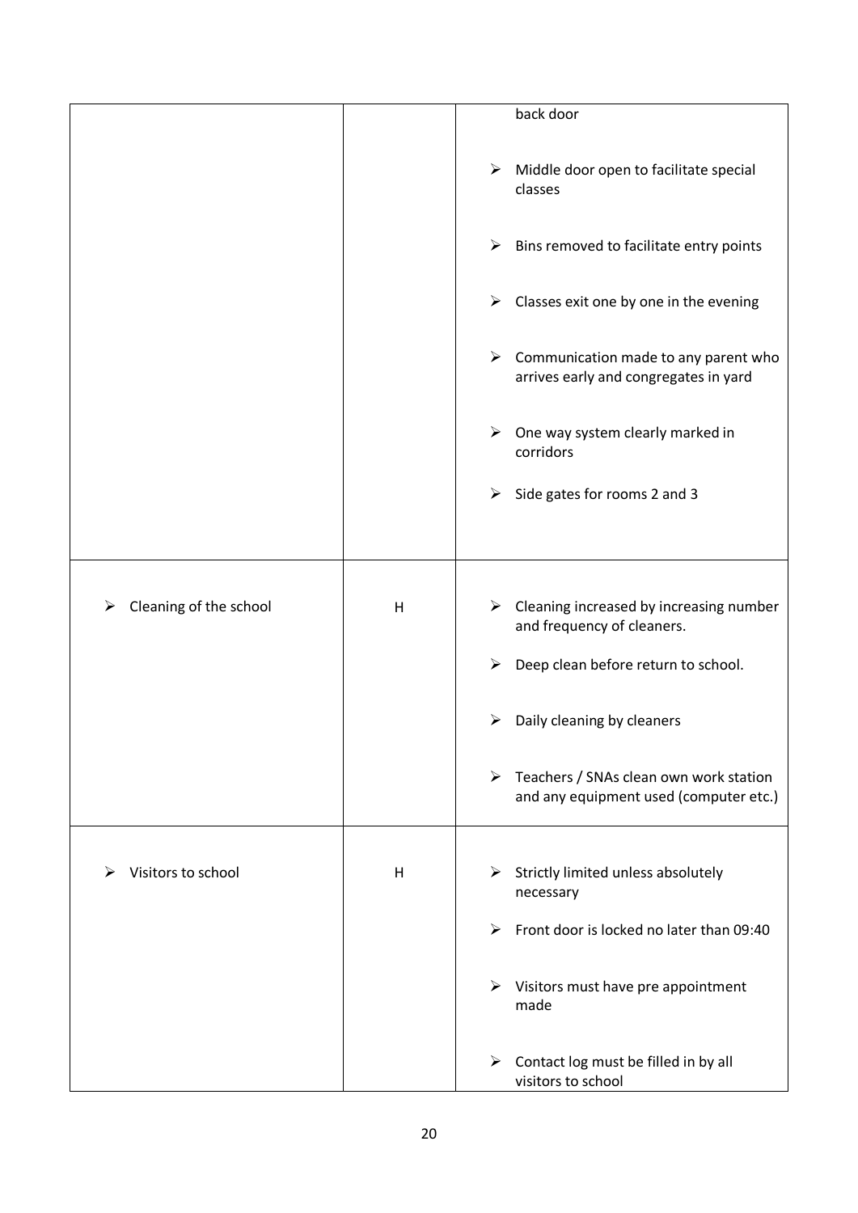| | | |
|---|---|---|
| | | back door<br><br>➢ Middle door open to facilitate special classes<br><br>➢ Bins removed to facilitate entry points<br><br>➢ Classes exit one by one in the evening<br><br>➢ Communication made to any parent who arrives early and congregates in yard<br><br>➢ One way system clearly marked in corridors<br><br>➢ Side gates for rooms 2 and 3 |
| ➢ Cleaning of the school | H | ➢ Cleaning increased by increasing number and frequency of cleaners.<br><br>➢ Deep clean before return to school.<br><br>➢ Daily cleaning by cleaners<br><br>➢ Teachers / SNAs clean own work station and any equipment used (computer etc.) |
| ➢ Visitors to school | H | ➢ Strictly limited unless absolutely necessary<br><br>➢ Front door is locked no later than 09:40<br><br>➢ Visitors must have pre appointment made<br><br>➢ Contact log must be filled in by all visitors to school |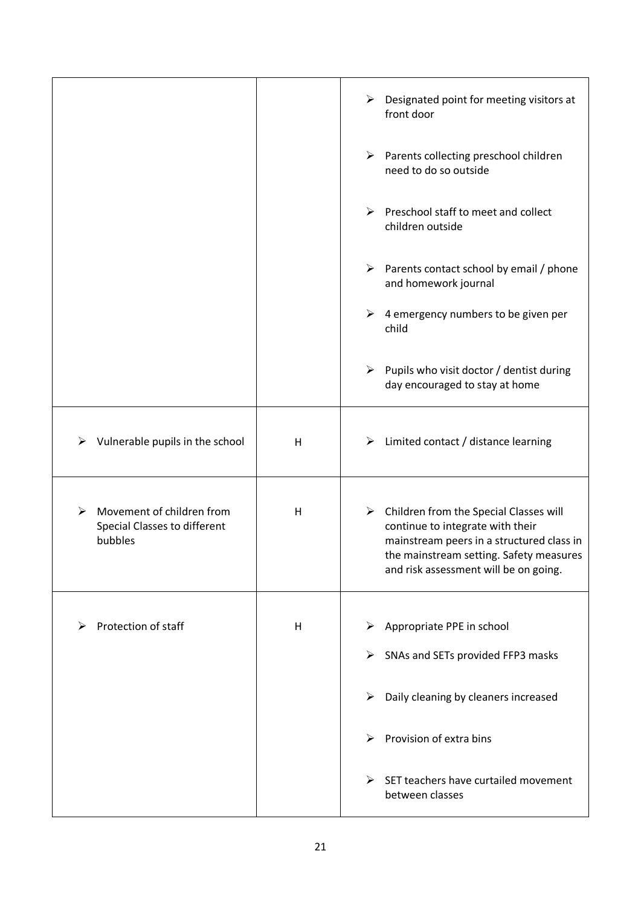| | | |
|---|---|---|
| | | ➢ Designated point for meeting visitors at front door<br><br>➢ Parents collecting preschool children need to do so outside<br><br>➢ Preschool staff to meet and collect children outside<br><br>➢ Parents contact school by email / phone and homework journal<br><br>➢ 4 emergency numbers to be given per child<br><br>➢ Pupils who visit doctor / dentist during day encouraged to stay at home |
| ➢ Vulnerable pupils in the school | H | ➢ Limited contact / distance learning |
| ➢ Movement of children from Special Classes to different bubbles | H | ➢ Children from the Special Classes will continue to integrate with their mainstream peers in a structured class in the mainstream setting. Safety measures and risk assessment will be on going. |
| ➢ Protection of staff | H | ➢ Appropriate PPE in school<br><br>➢ SNAs and SETs provided FFP3 masks<br><br>➢ Daily cleaning by cleaners increased<br><br>➢ Provision of extra bins<br><br>➢ SET teachers have curtailed movement between classes |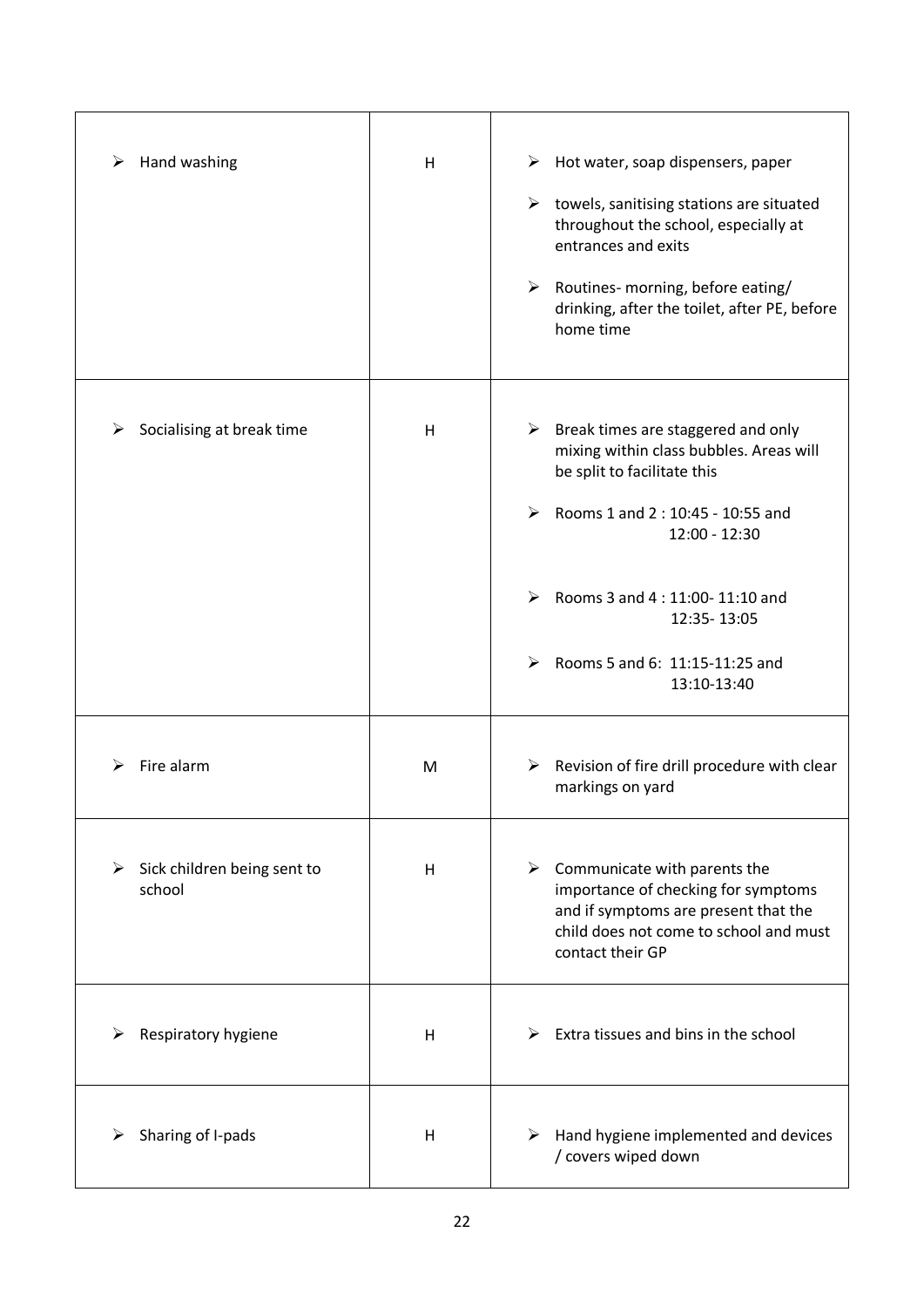| | | |
|---|---|---|
| ➢ Hand washing | H | ➢ Hot water, soap dispensers, paper<br>➢ towels, sanitising stations are situated throughout the school, especially at entrances and exits<br>➢ Routines- morning, before eating/ drinking, after the toilet, after PE, before home time |
| ➢ Socialising at break time | H | ➢ Break times are staggered and only mixing within class bubbles. Areas will be split to facilitate this<br>➢ Rooms 1 and 2 : 10:45 - 10:55 and 12:00 - 12:30<br>➢ Rooms 3 and 4 : 11:00- 11:10 and 12:35- 13:05<br>➢ Rooms 5 and 6: 11:15-11:25 and 13:10-13:40 |
| ➢ Fire alarm | M | ➢ Revision of fire drill procedure with clear markings on yard |
| ➢ Sick children being sent to school | H | ➢ Communicate with parents the importance of checking for symptoms and if symptoms are present that the child does not come to school and must contact their GP |
| ➢ Respiratory hygiene | H | ➢ Extra tissues and bins in the school |
| ➢ Sharing of I-pads | H | ➢ Hand hygiene implemented and devices / covers wiped down |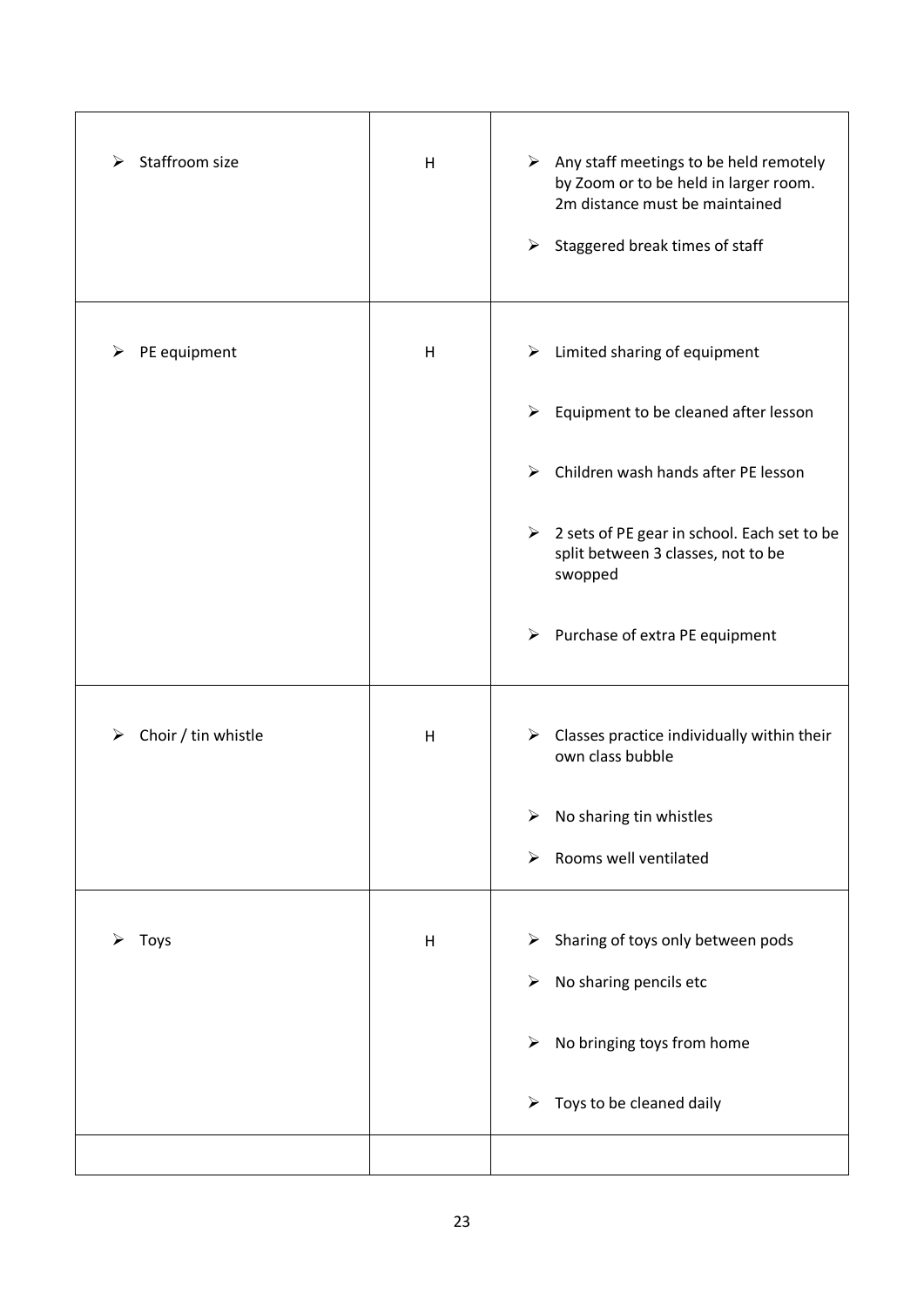| | | |
|---|---|---|
| ➢ Staffroom size | H | ➢ Any staff meetings to be held remotely by Zoom or to be held in larger room. 2m distance must be maintained<br><br>➢ Staggered break times of staff |
| ➢ PE equipment | H | ➢ Limited sharing of equipment<br><br>➢ Equipment to be cleaned after lesson<br><br>➢ Children wash hands after PE lesson<br><br>➢ 2 sets of PE gear in school. Each set to be split between 3 classes, not to be swopped<br><br>➢ Purchase of extra PE equipment |
| ➢ Choir / tin whistle | H | ➢ Classes practice individually within their own class bubble<br><br>➢ No sharing tin whistles<br><br>➢ Rooms well ventilated |
| ➢ Toys | H | ➢ Sharing of toys only between pods<br><br>➢ No sharing pencils etc<br><br>➢ No bringing toys from home<br><br>➢ Toys to be cleaned daily |
| | | |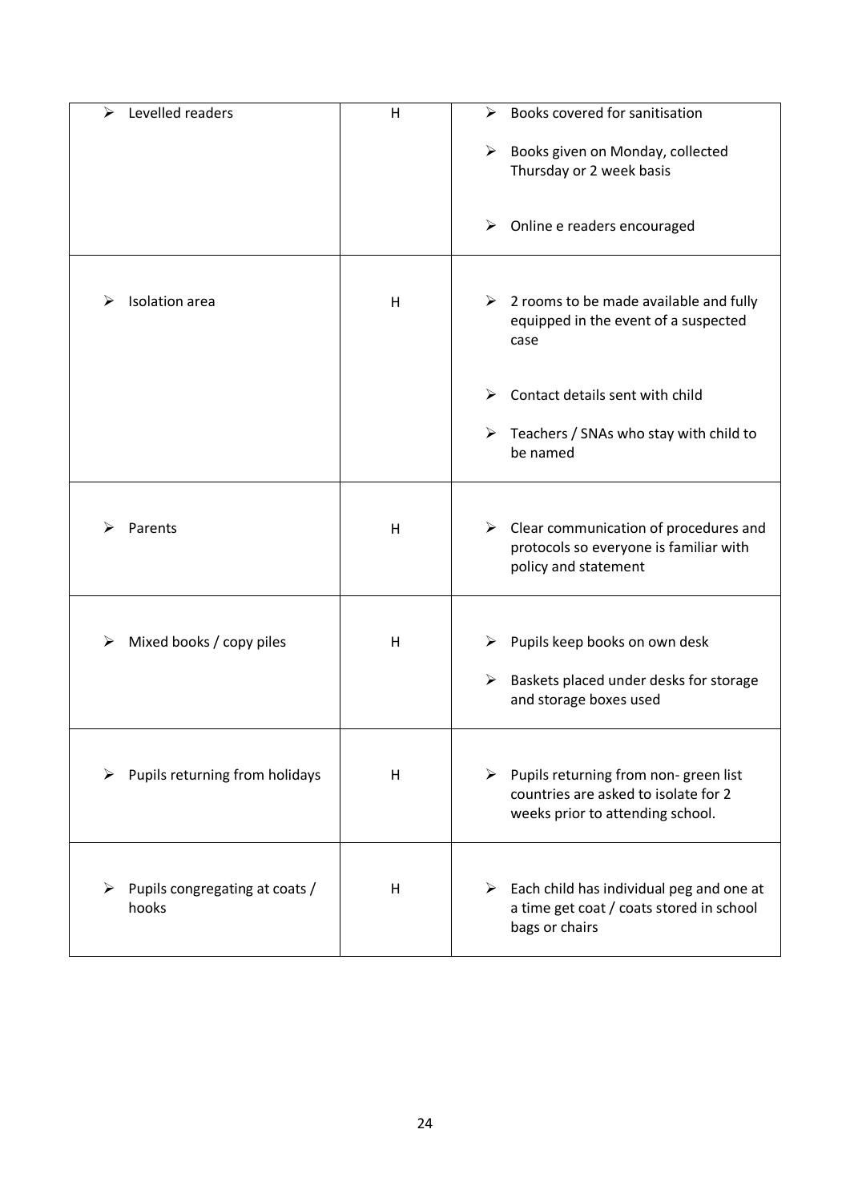| | | |
|---|---|---|
| ➢ Levelled readers | H | ➢ Books covered for sanitisation<br>➢ Books given on Monday, collected Thursday or 2 week basis<br>➢ Online e readers encouraged |
| ➢ Isolation area | H | ➢ 2 rooms to be made available and fully equipped in the event of a suspected case<br>➢ Contact details sent with child<br>➢ Teachers / SNAs who stay with child to be named |
| ➢ Parents | H | ➢ Clear communication of procedures and protocols so everyone is familiar with policy and statement |
| ➢ Mixed books / copy piles | H | ➢ Pupils keep books on own desk<br>➢ Baskets placed under desks for storage and storage boxes used |
| ➢ Pupils returning from holidays | H | ➢ Pupils returning from non- green list countries are asked to isolate for 2 weeks prior to attending school. |
| ➢ Pupils congregating at coats / hooks | H | ➢ Each child has individual peg and one at a time get coat / coats stored in school bags or chairs |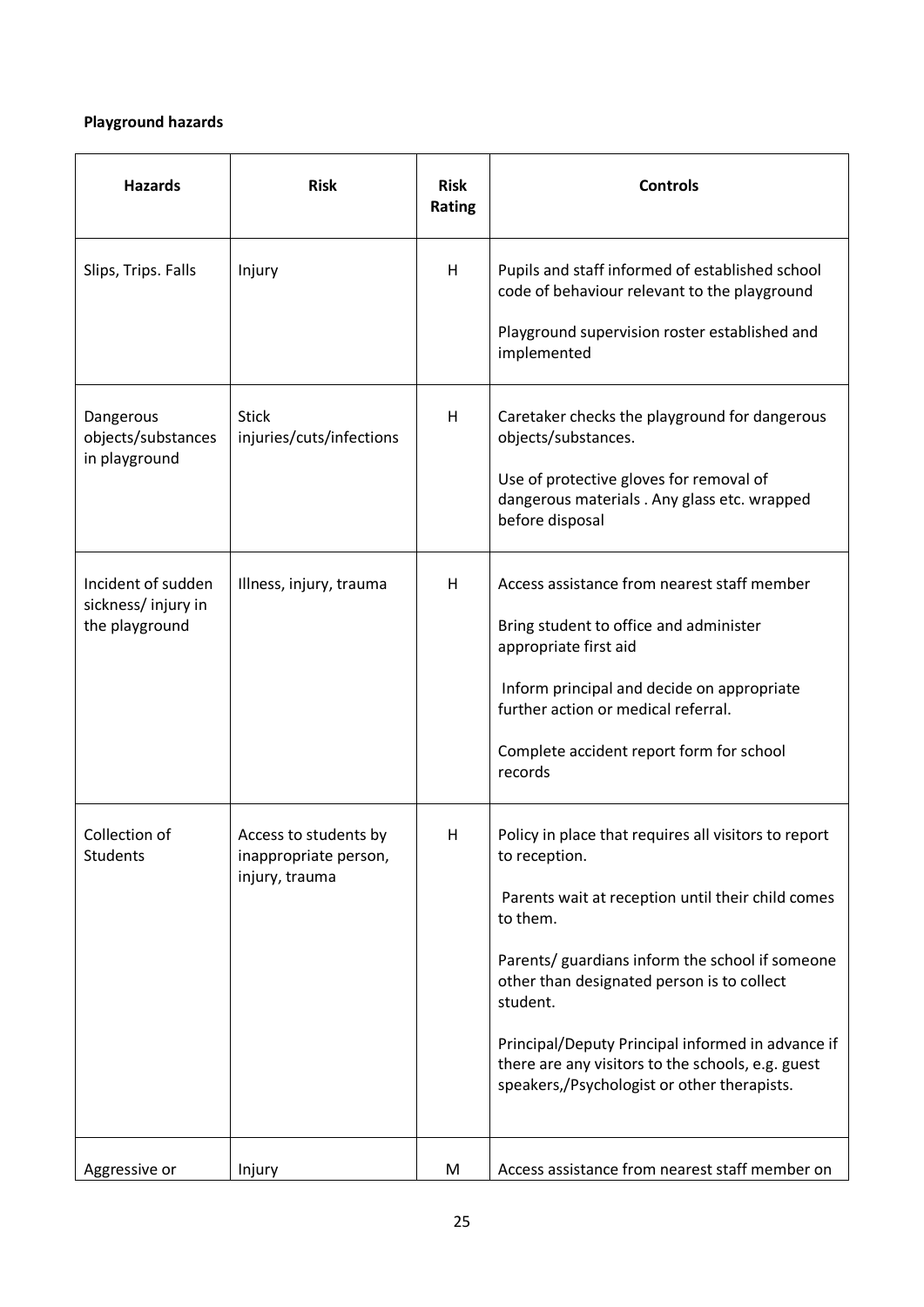**Playground hazards**

| Hazards | Risk | Risk Rating | Controls |
| --- | --- | --- | --- |
| Slips, Trips. Falls | Injury | H | Pupils and staff informed of established school code of behaviour relevant to the playground<br><br>Playground supervision roster established and implemented |
| Dangerous objects/substances in playground | Stick injuries/cuts/infections | H | Caretaker checks the playground for dangerous objects/substances.<br><br>Use of protective gloves for removal of dangerous materials . Any glass etc. wrapped before disposal |
| Incident of sudden sickness/ injury in the playground | Illness, injury, trauma | H | Access assistance from nearest staff member<br><br>Bring student to office and administer appropriate first aid<br><br>Inform principal and decide on appropriate further action or medical referral.<br><br>Complete accident report form for school records |
| Collection of Students | Access to students by inappropriate person, injury, trauma | H | Policy in place that requires all visitors to report to reception.<br><br>Parents wait at reception until their child comes to them.<br><br>Parents/ guardians inform the school if someone other than designated person is to collect student.<br><br>Principal/Deputy Principal informed in advance if there are any visitors to the schools, e.g. guest speakers,/Psychologist or other therapists. |
| Aggressive or | Injury | M | Access assistance from nearest staff member on |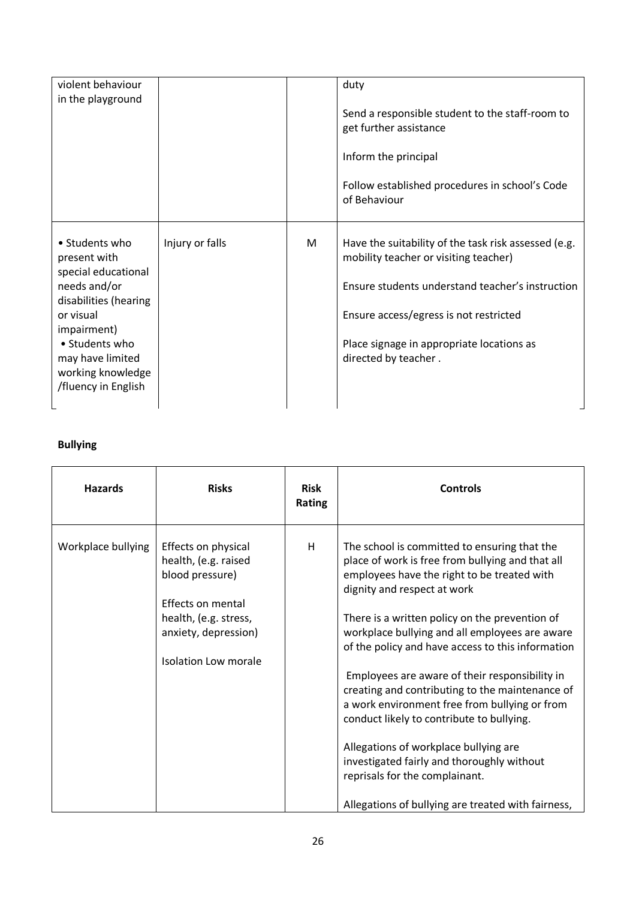| | | | |
|---|---|---|---|
| violent behaviour in the playground | | | duty<br><br>Send a responsible student to the staff-room to get further assistance<br><br>Inform the principal<br><br>Follow established procedures in school's Code of Behaviour |
| • Students who present with special educational needs and/or disabilities (hearing or visual impairment)<br>• Students who may have limited working knowledge /fluency in English | Injury or falls | M | Have the suitability of the task risk assessed (e.g. mobility teacher or visiting teacher)<br><br>Ensure students understand teacher's instruction<br><br>Ensure access/egress is not restricted<br><br>Place signage in appropriate locations as directed by teacher . |

**Bullying**

| Hazards | Risks | Risk Rating | Controls |
|---|---|---|---|
| Workplace bullying | Effects on physical health, (e.g. raised blood pressure)<br><br>Effects on mental health, (e.g. stress, anxiety, depression)<br><br>Isolation Low morale | H | The school is committed to ensuring that the place of work is free from bullying and that all employees have the right to be treated with dignity and respect at work<br><br>There is a written policy on the prevention of workplace bullying and all employees are aware of the policy and have access to this information<br><br>Employees are aware of their responsibility in creating and contributing to the maintenance of a work environment free from bullying or from conduct likely to contribute to bullying.<br><br>Allegations of workplace bullying are investigated fairly and thoroughly without reprisals for the complainant.<br><br>Allegations of bullying are treated with fairness, |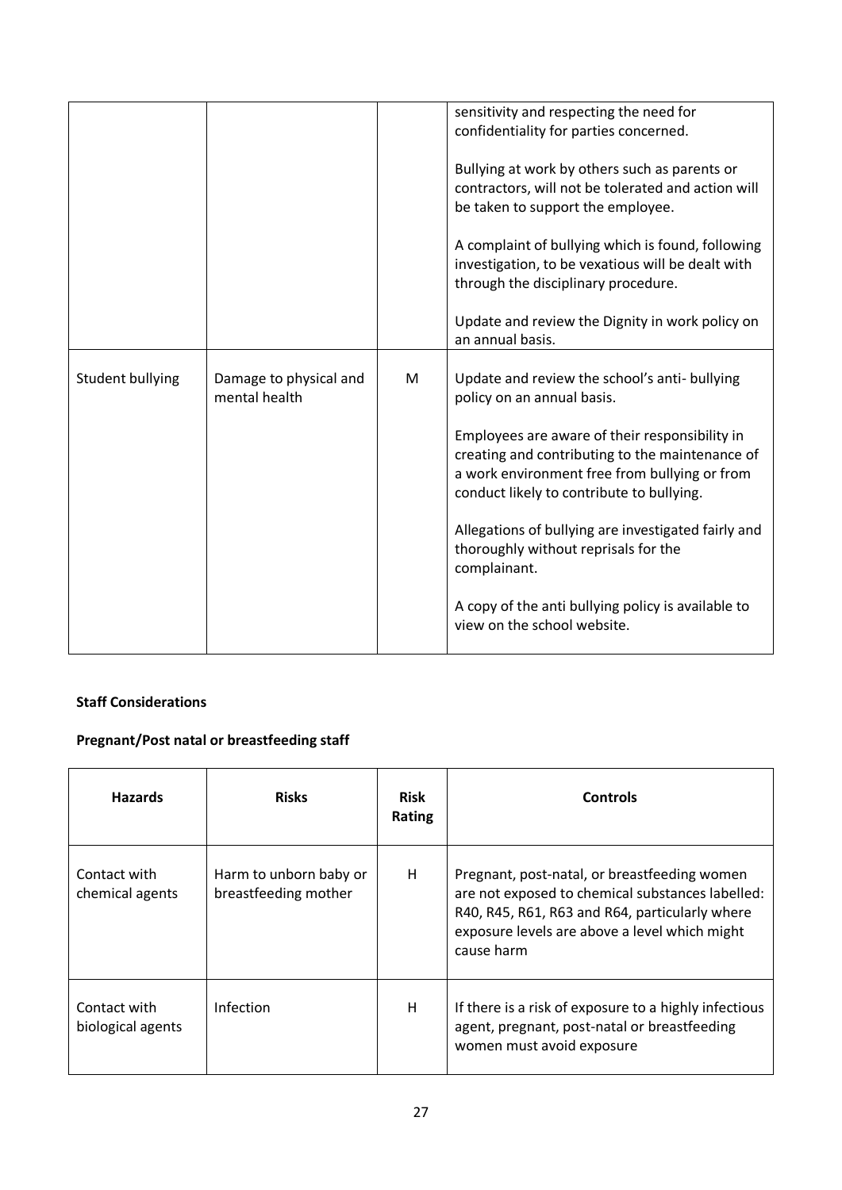| | | | |
|---|---|---|---|
| | | | sensitivity and respecting the need for confidentiality for parties concerned.<br><br>Bullying at work by others such as parents or contractors, will not be tolerated and action will be taken to support the employee.<br><br>A complaint of bullying which is found, following investigation, to be vexatious will be dealt with through the disciplinary procedure.<br><br>Update and review the Dignity in work policy on an annual basis. |
| Student bullying | Damage to physical and mental health | M | Update and review the school's anti- bullying policy on an annual basis.<br><br>Employees are aware of their responsibility in creating and contributing to the maintenance of a work environment free from bullying or from conduct likely to contribute to bullying.<br><br>Allegations of bullying are investigated fairly and thoroughly without reprisals for the complainant.<br><br>A copy of the anti bullying policy is available to view on the school website. |

**Staff Considerations**

**Pregnant/Post natal or breastfeeding staff**

| Hazards | Risks | Risk Rating | Controls |
|---|---|---|---|
| Contact with chemical agents | Harm to unborn baby or breastfeeding mother | H | Pregnant, post-natal, or breastfeeding women are not exposed to chemical substances labelled: R40, R45, R61, R63 and R64, particularly where exposure levels are above a level which might cause harm |
| Contact with biological agents | Infection | H | If there is a risk of exposure to a highly infectious agent, pregnant, post-natal or breastfeeding women must avoid exposure |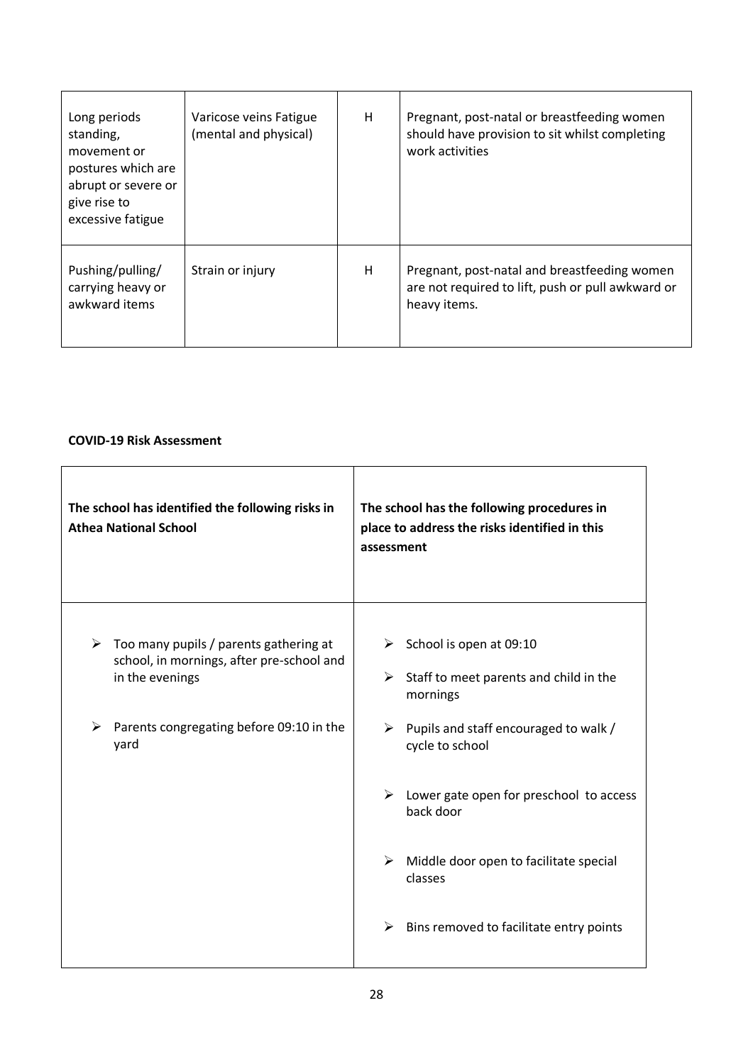| Long periods standing, movement or postures which are abrupt or severe or give rise to excessive fatigue | Varicose veins Fatigue (mental and physical) | H | Pregnant, post-natal or breastfeeding women should have provision to sit whilst completing work activities |
|---|---|---|---|
| Pushing/pulling/ carrying heavy or awkward items | Strain or injury | H | Pregnant, post-natal and breastfeeding women are not required to lift, push or pull awkward or heavy items. |

**COVID-19 Risk Assessment**

| The school has identified the following risks in Athea National School | The school has the following procedures in place to address the risks identified in this assessment |
|---|---|
| ➢ Too many pupils / parents gathering at school, in mornings, after pre-school and in the evenings<br><br>➢ Parents congregating before 09:10 in the yard | ➢ School is open at 09:10<br><br>➢ Staff to meet parents and child in the mornings<br><br>➢ Pupils and staff encouraged to walk / cycle to school<br><br>➢ Lower gate open for preschool to access back door<br><br>➢ Middle door open to facilitate special classes<br><br>➢ Bins removed to facilitate entry points |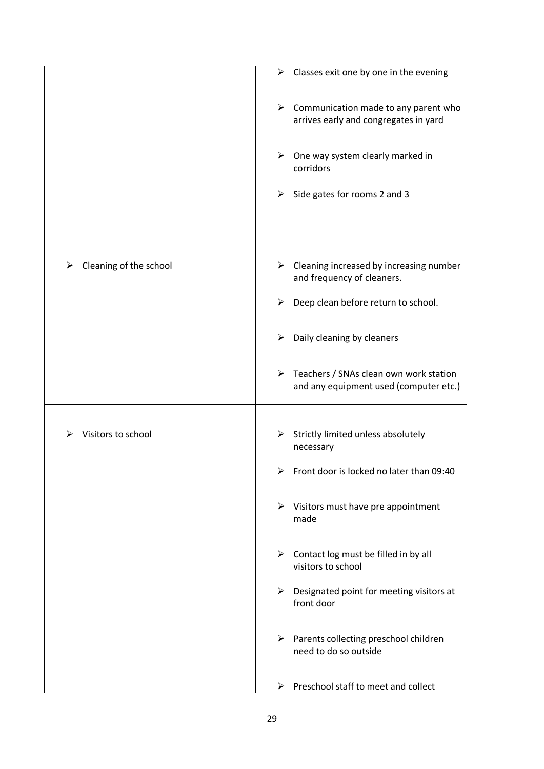| | |
|---|---|
| | ➢ Classes exit one by one in the evening<br><br>➢ Communication made to any parent who arrives early and congregates in yard<br><br>➢ One way system clearly marked in corridors<br><br>➢ Side gates for rooms 2 and 3 |
| ➢ Cleaning of the school | ➢ Cleaning increased by increasing number and frequency of cleaners.<br><br>➢ Deep clean before return to school.<br><br>➢ Daily cleaning by cleaners<br><br>➢ Teachers / SNAs clean own work station and any equipment used (computer etc.) |
| ➢ Visitors to school | ➢ Strictly limited unless absolutely necessary<br><br>➢ Front door is locked no later than 09:40<br><br>➢ Visitors must have pre appointment made<br><br>➢ Contact log must be filled in by all visitors to school<br><br>➢ Designated point for meeting visitors at front door<br><br>➢ Parents collecting preschool children need to do so outside<br><br>➢ Preschool staff to meet and collect |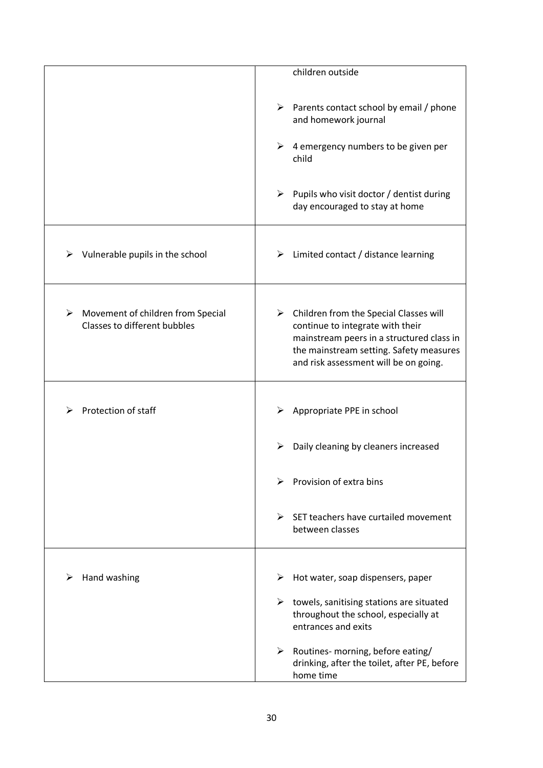| | |
|---|---|
| | children outside<br><br>➢ Parents contact school by email / phone and homework journal<br><br>➢ 4 emergency numbers to be given per child<br><br>➢ Pupils who visit doctor / dentist during day encouraged to stay at home |
| ➢ Vulnerable pupils in the school | ➢ Limited contact / distance learning |
| ➢ Movement of children from Special Classes to different bubbles | ➢ Children from the Special Classes will continue to integrate with their mainstream peers in a structured class in the mainstream setting. Safety measures and risk assessment will be on going. |
| ➢ Protection of staff | ➢ Appropriate PPE in school<br><br>➢ Daily cleaning by cleaners increased<br><br>➢ Provision of extra bins<br><br>➢ SET teachers have curtailed movement between classes |
| ➢ Hand washing | ➢ Hot water, soap dispensers, paper<br><br>➢ towels, sanitising stations are situated throughout the school, especially at entrances and exits<br><br>➢ Routines- morning, before eating/ drinking, after the toilet, after PE, before home time |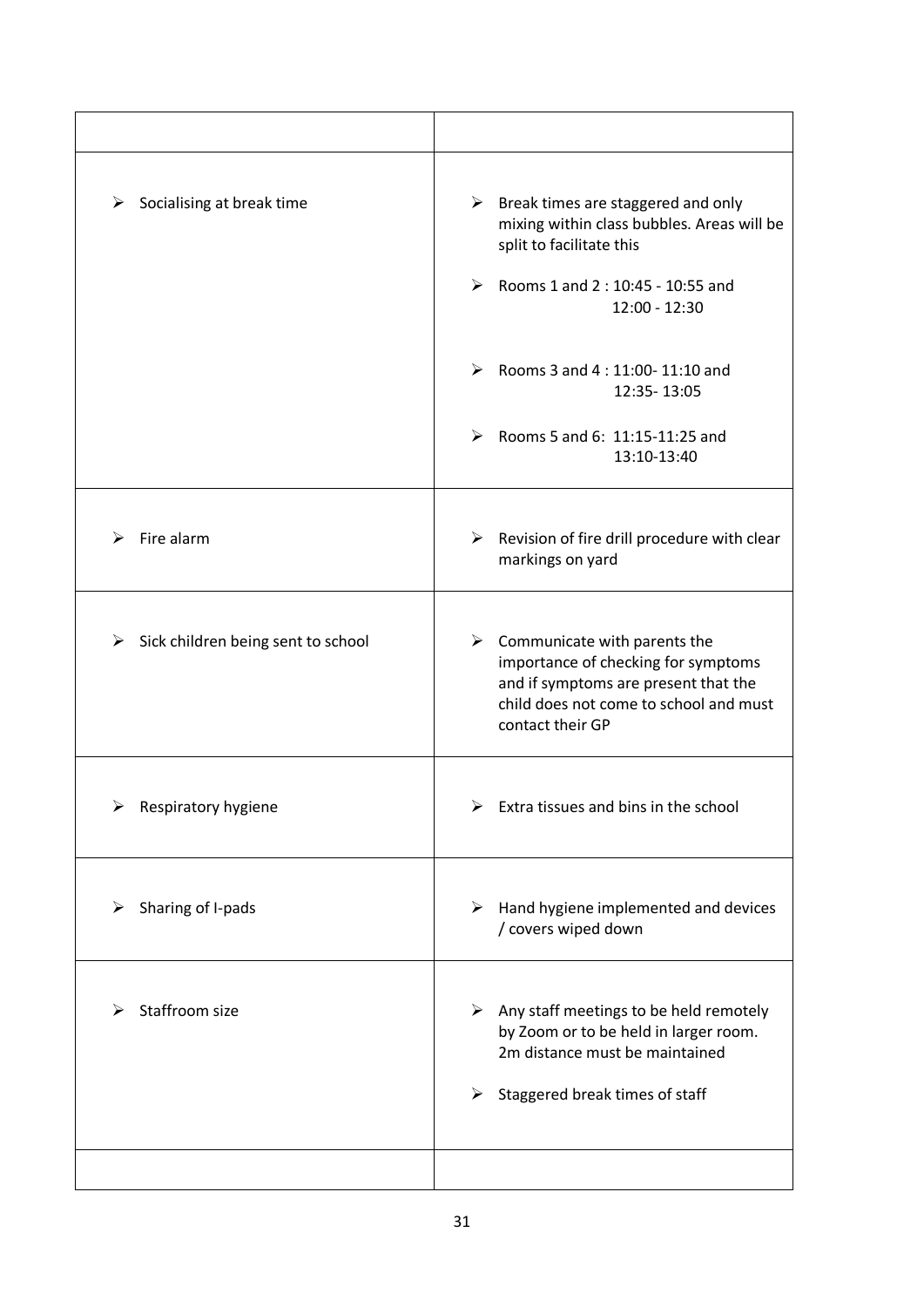| | |
|---|---|
| ➢ Socialising at break time | ➢ Break times are staggered and only mixing within class bubbles. Areas will be split to facilitate this<br><br>➢ Rooms 1 and 2 : 10:45 - 10:55 and 12:00 - 12:30<br><br>➢ Rooms 3 and 4 : 11:00- 11:10 and 12:35- 13:05<br><br>➢ Rooms 5 and 6: 11:15-11:25 and 13:10-13:40 |
| ➢ Fire alarm | ➢ Revision of fire drill procedure with clear markings on yard |
| ➢ Sick children being sent to school | ➢ Communicate with parents the importance of checking for symptoms and if symptoms are present that the child does not come to school and must contact their GP |
| ➢ Respiratory hygiene | ➢ Extra tissues and bins in the school |
| ➢ Sharing of I-pads | ➢ Hand hygiene implemented and devices / covers wiped down |
| ➢ Staffroom size | ➢ Any staff meetings to be held remotely by Zoom or to be held in larger room. 2m distance must be maintained<br><br>➢ Staggered break times of staff |
| | |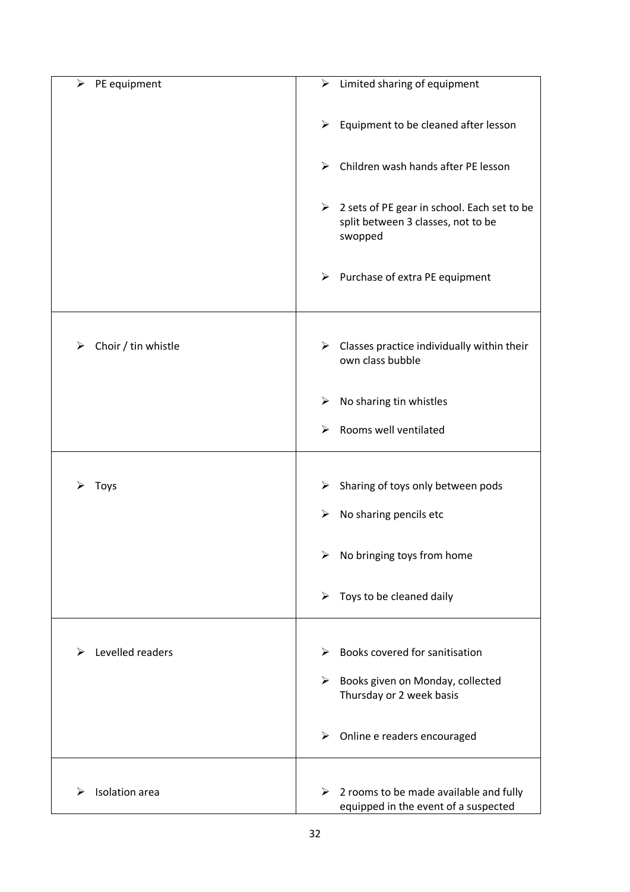| | |
|---|---|
| ➢ PE equipment | ➢ Limited sharing of equipment<br><br>➢ Equipment to be cleaned after lesson<br><br>➢ Children wash hands after PE lesson<br><br>➢ 2 sets of PE gear in school. Each set to be split between 3 classes, not to be swopped<br><br>➢ Purchase of extra PE equipment |
| ➢ Choir / tin whistle | ➢ Classes practice individually within their own class bubble<br><br>➢ No sharing tin whistles<br><br>➢ Rooms well ventilated |
| ➢ Toys | ➢ Sharing of toys only between pods<br><br>➢ No sharing pencils etc<br><br>➢ No bringing toys from home<br><br>➢ Toys to be cleaned daily |
| ➢ Levelled readers | ➢ Books covered for sanitisation<br><br>➢ Books given on Monday, collected Thursday or 2 week basis<br><br>➢ Online e readers encouraged |
| ➢ Isolation area | ➢ 2 rooms to be made available and fully equipped in the event of a suspected |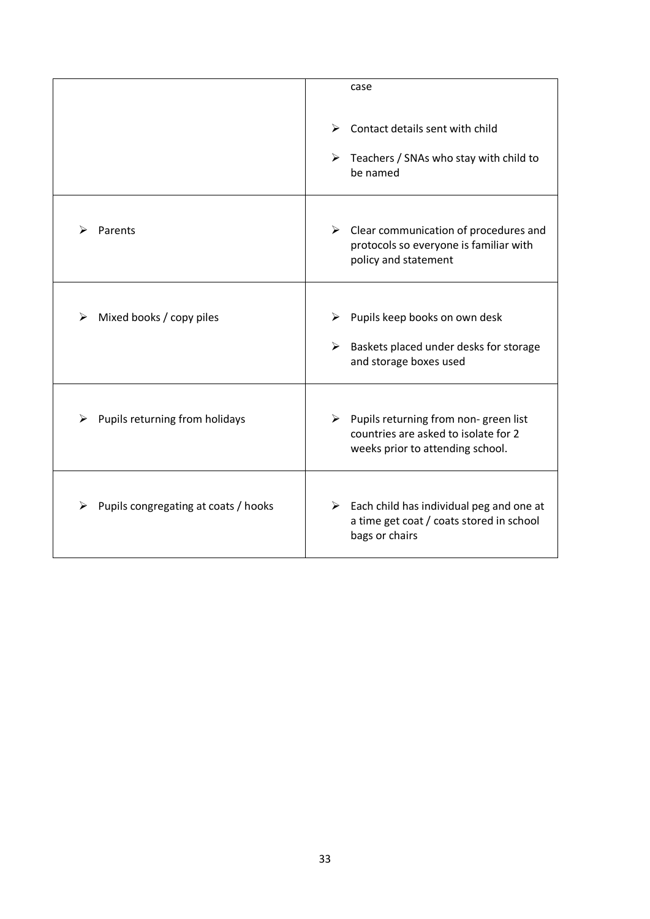| | |
|---|---|
| | case<br><br>➢ Contact details sent with child<br><br>➢ Teachers / SNAs who stay with child to be named |
| ➢ Parents | ➢ Clear communication of procedures and protocols so everyone is familiar with policy and statement |
| ➢ Mixed books / copy piles | ➢ Pupils keep books on own desk<br><br>➢ Baskets placed under desks for storage and storage boxes used |
| ➢ Pupils returning from holidays | ➢ Pupils returning from non- green list countries are asked to isolate for 2 weeks prior to attending school. |
| ➢ Pupils congregating at coats / hooks | ➢ Each child has individual peg and one at a time get coat / coats stored in school bags or chairs |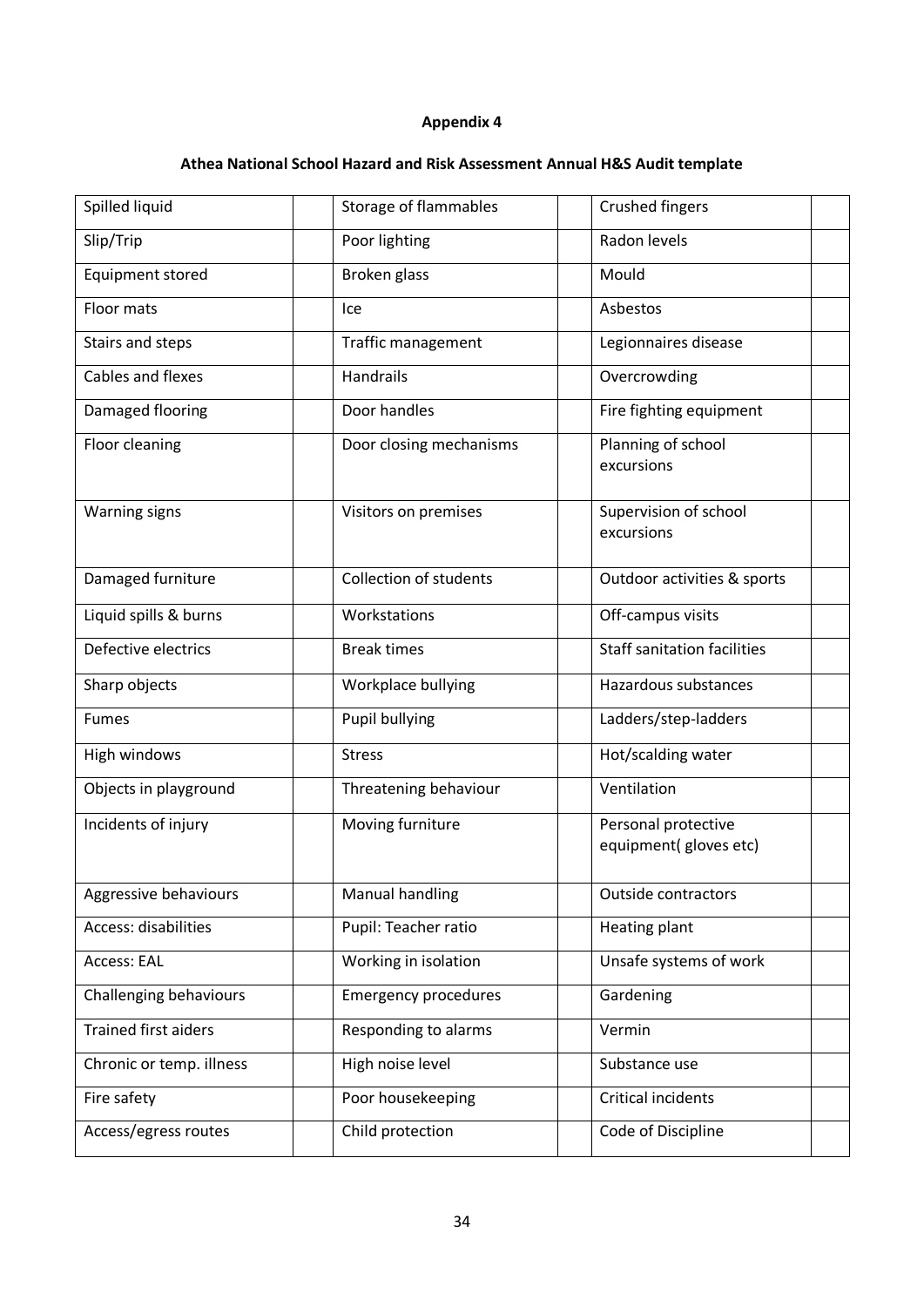**Appendix 4**

**Athea National School Hazard and Risk Assessment Annual H&S Audit template**

| | | | | | |
|---|---|---|---|---|---|
| Spilled liquid | | Storage of flammables | | Crushed fingers | |
| Slip/Trip | | Poor lighting | | Radon levels | |
| Equipment stored | | Broken glass | | Mould | |
| Floor mats | | Ice | | Asbestos | |
| Stairs and steps | | Traffic management | | Legionnaires disease | |
| Cables and flexes | | Handrails | | Overcrowding | |
| Damaged flooring | | Door handles | | Fire fighting equipment | |
| Floor cleaning | | Door closing mechanisms | | Planning of school excursions | |
| Warning signs | | Visitors on premises | | Supervision of school excursions | |
| Damaged furniture | | Collection of students | | Outdoor activities & sports | |
| Liquid spills & burns | | Workstations | | Off-campus visits | |
| Defective electrics | | Break times | | Staff sanitation facilities | |
| Sharp objects | | Workplace bullying | | Hazardous substances | |
| Fumes | | Pupil bullying | | Ladders/step-ladders | |
| High windows | | Stress | | Hot/scalding water | |
| Objects in playground | | Threatening behaviour | | Ventilation | |
| Incidents of injury | | Moving furniture | | Personal protective equipment( gloves etc) | |
| Aggressive behaviours | | Manual handling | | Outside contractors | |
| Access: disabilities | | Pupil: Teacher ratio | | Heating plant | |
| Access: EAL | | Working in isolation | | Unsafe systems of work | |
| Challenging behaviours | | Emergency procedures | | Gardening | |
| Trained first aiders | | Responding to alarms | | Vermin | |
| Chronic or temp. illness | | High noise level | | Substance use | |
| Fire safety | | Poor housekeeping | | Critical incidents | |
| Access/egress routes | | Child protection | | Code of Discipline | |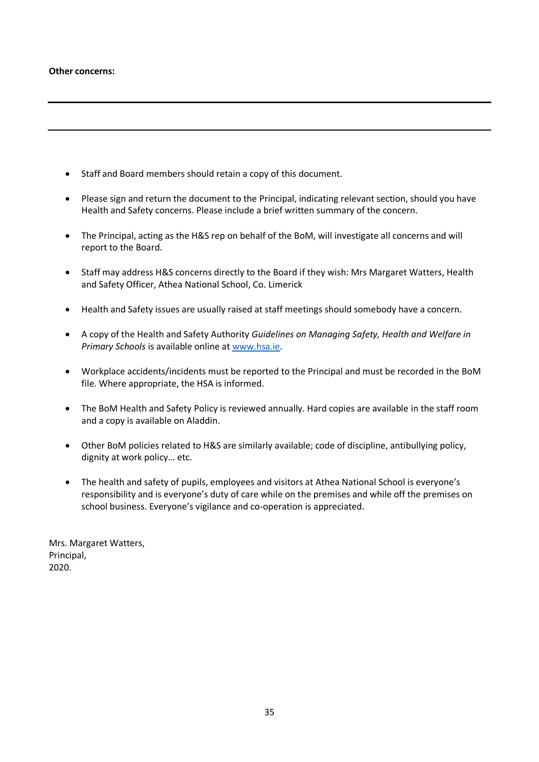**Other concerns:**

---

---

- Staff and Board members should retain a copy of this document.
- Please sign and return the document to the Principal, indicating relevant section, should you have Health and Safety concerns. Please include a brief written summary of the concern.
- The Principal, acting as the H&S rep on behalf of the BoM, will investigate all concerns and will report to the Board.
- Staff may address H&S concerns directly to the Board if they wish: Mrs Margaret Watters, Health and Safety Officer, Athea National School, Co. Limerick
- Health and Safety issues are usually raised at staff meetings should somebody have a concern.
- A copy of the Health and Safety Authority *Guidelines on Managing Safety, Health and Welfare in Primary Schools* is available online at [www.hsa.ie](http://www.hsa.ie).
- Workplace accidents/incidents must be reported to the Principal and must be recorded in the BoM file. Where appropriate, the HSA is informed.
- The BoM Health and Safety Policy is reviewed annually. Hard copies are available in the staff room and a copy is available on Aladdin.
- Other BoM policies related to H&S are similarly available; code of discipline, antibullying policy, dignity at work policy… etc.
- The health and safety of pupils, employees and visitors at Athea National School is everyone's responsibility and is everyone's duty of care while on the premises and while off the premises on school business. Everyone's vigilance and co-operation is appreciated.

Mrs. Margaret Watters,
Principal,
2020.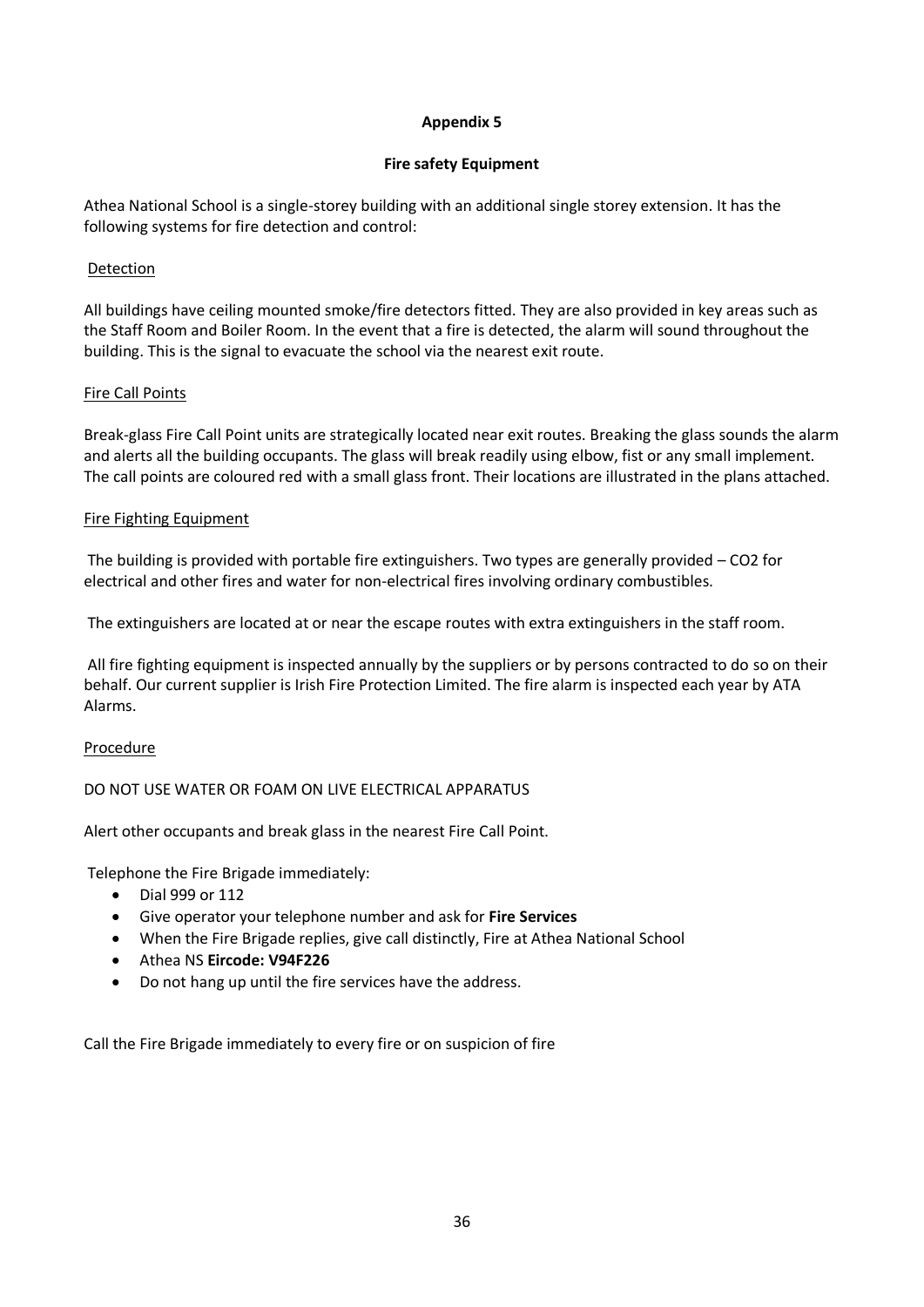**Appendix 5**

**Fire safety Equipment**

Athea National School is a single-storey building with an additional single storey extension. It has the following systems for fire detection and control:

Detection

All buildings have ceiling mounted smoke/fire detectors fitted. They are also provided in key areas such as the Staff Room and Boiler Room. In the event that a fire is detected, the alarm will sound throughout the building. This is the signal to evacuate the school via the nearest exit route.

Fire Call Points

Break-glass Fire Call Point units are strategically located near exit routes. Breaking the glass sounds the alarm and alerts all the building occupants. The glass will break readily using elbow, fist or any small implement. The call points are coloured red with a small glass front. Their locations are illustrated in the plans attached.

Fire Fighting Equipment

The building is provided with portable fire extinguishers. Two types are generally provided – $CO_2$ for electrical and other fires and water for non-electrical fires involving ordinary combustibles.

The extinguishers are located at or near the escape routes with extra extinguishers in the staff room.

All fire fighting equipment is inspected annually by the suppliers or by persons contracted to do so on their behalf. Our current supplier is Irish Fire Protection Limited. The fire alarm is inspected each year by ATA Alarms.

Procedure

DO NOT USE WATER OR FOAM ON LIVE ELECTRICAL APPARATUS

Alert other occupants and break glass in the nearest Fire Call Point.

Telephone the Fire Brigade immediately:

- Dial 999 or 112
- Give operator your telephone number and ask for **Fire Services**
- When the Fire Brigade replies, give call distinctly, Fire at Athea National School
- Athea NS **Eircode: V94F226**
- Do not hang up until the fire services have the address.

Call the Fire Brigade immediately to every fire or on suspicion of fire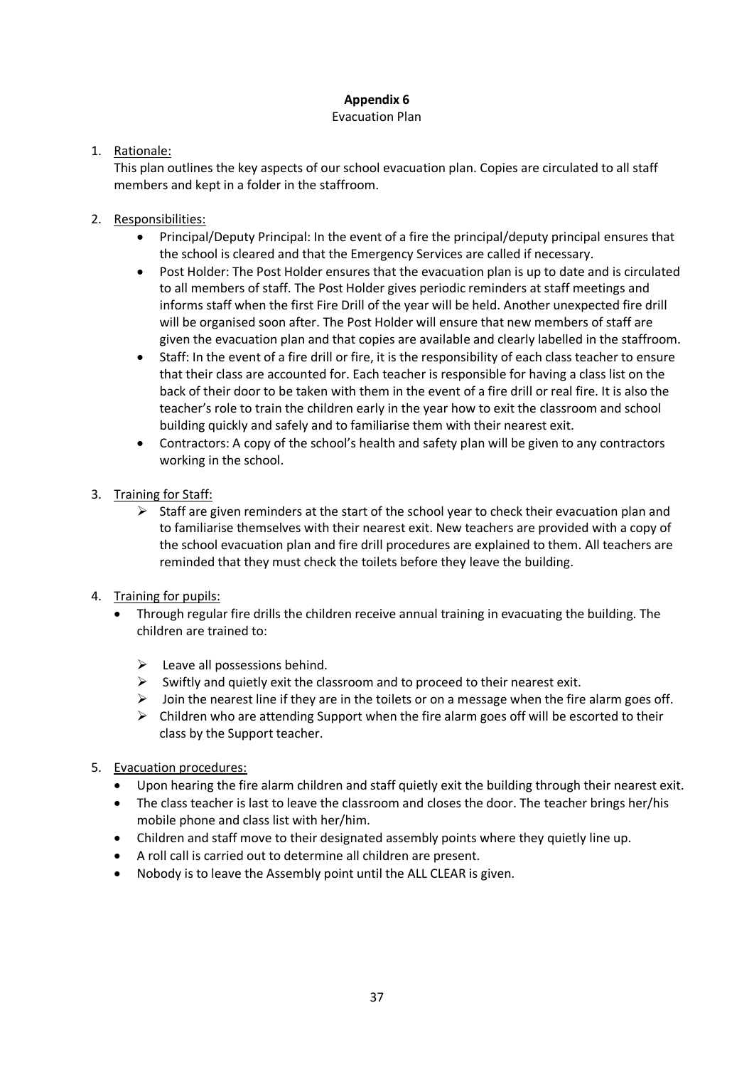**Appendix 6**

Evacuation Plan

1. Rationale:

   This plan outlines the key aspects of our school evacuation plan. Copies are circulated to all staff members and kept in a folder in the staffroom.

2. Responsibilities:
   - Principal/Deputy Principal: In the event of a fire the principal/deputy principal ensures that the school is cleared and that the Emergency Services are called if necessary.
   - Post Holder: The Post Holder ensures that the evacuation plan is up to date and is circulated to all members of staff. The Post Holder gives periodic reminders at staff meetings and informs staff when the first Fire Drill of the year will be held. Another unexpected fire drill will be organised soon after. The Post Holder will ensure that new members of staff are given the evacuation plan and that copies are available and clearly labelled in the staffroom.
   - Staff: In the event of a fire drill or fire, it is the responsibility of each class teacher to ensure that their class are accounted for. Each teacher is responsible for having a class list on the back of their door to be taken with them in the event of a fire drill or real fire. It is also the teacher's role to train the children early in the year how to exit the classroom and school building quickly and safely and to familiarise them with their nearest exit.
   - Contractors: A copy of the school's health and safety plan will be given to any contractors working in the school.

3. Training for Staff:
   - Staff are given reminders at the start of the school year to check their evacuation plan and to familiarise themselves with their nearest exit. New teachers are provided with a copy of the school evacuation plan and fire drill procedures are explained to them. All teachers are reminded that they must check the toilets before they leave the building.

4. Training for pupils:
   - Through regular fire drills the children receive annual training in evacuating the building. The children are trained to:
     - Leave all possessions behind.
     - Swiftly and quietly exit the classroom and to proceed to their nearest exit.
     - Join the nearest line if they are in the toilets or on a message when the fire alarm goes off.
     - Children who are attending Support when the fire alarm goes off will be escorted to their class by the Support teacher.

5. Evacuation procedures:
   - Upon hearing the fire alarm children and staff quietly exit the building through their nearest exit.
   - The class teacher is last to leave the classroom and closes the door. The teacher brings her/his mobile phone and class list with her/him.
   - Children and staff move to their designated assembly points where they quietly line up.
   - A roll call is carried out to determine all children are present.
   - Nobody is to leave the Assembly point until the ALL CLEAR is given.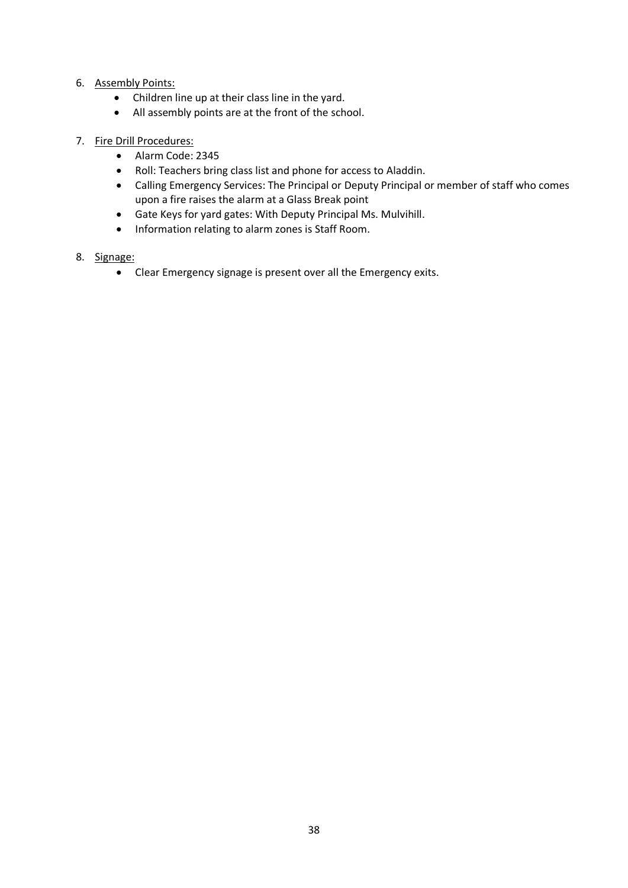6. <u>Assembly Points:</u>
    - Children line up at their class line in the yard.
    - All assembly points are at the front of the school.

7. <u>Fire Drill Procedures:</u>
    - Alarm Code: 2345
    - Roll: Teachers bring class list and phone for access to Aladdin.
    - Calling Emergency Services: The Principal or Deputy Principal or member of staff who comes upon a fire raises the alarm at a Glass Break point
    - Gate Keys for yard gates: With Deputy Principal Ms. Mulvihill.
    - Information relating to alarm zones is Staff Room.

8. <u>Signage:</u>
    - Clear Emergency signage is present over all the Emergency exits.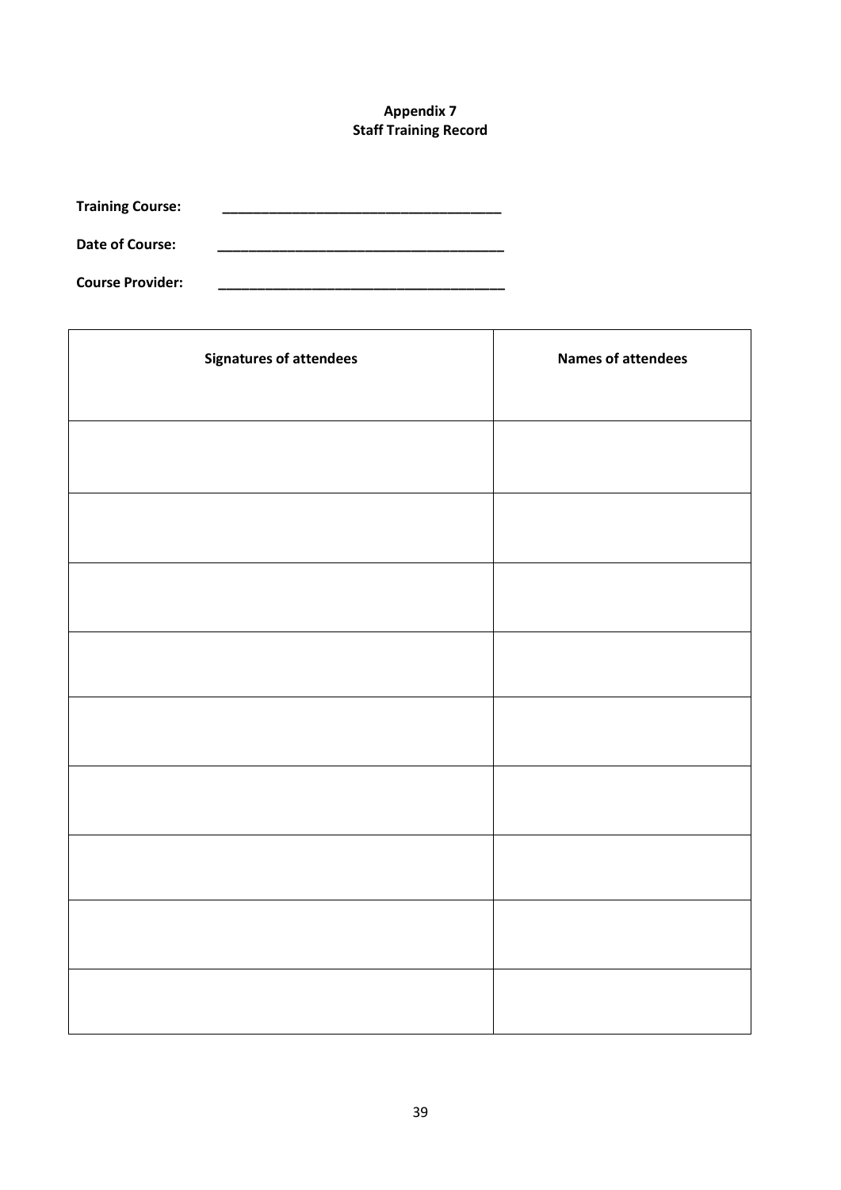**Appendix 7**
**Staff Training Record**

**Training Course:** ____________________________________

**Date of Course:** ____________________________________

**Course Provider:** ____________________________________

| Signatures of attendees | Names of attendees |
| --- | --- |
| | |
| | |
| | |
| | |
| | |
| | |
| | |
| | |
| | |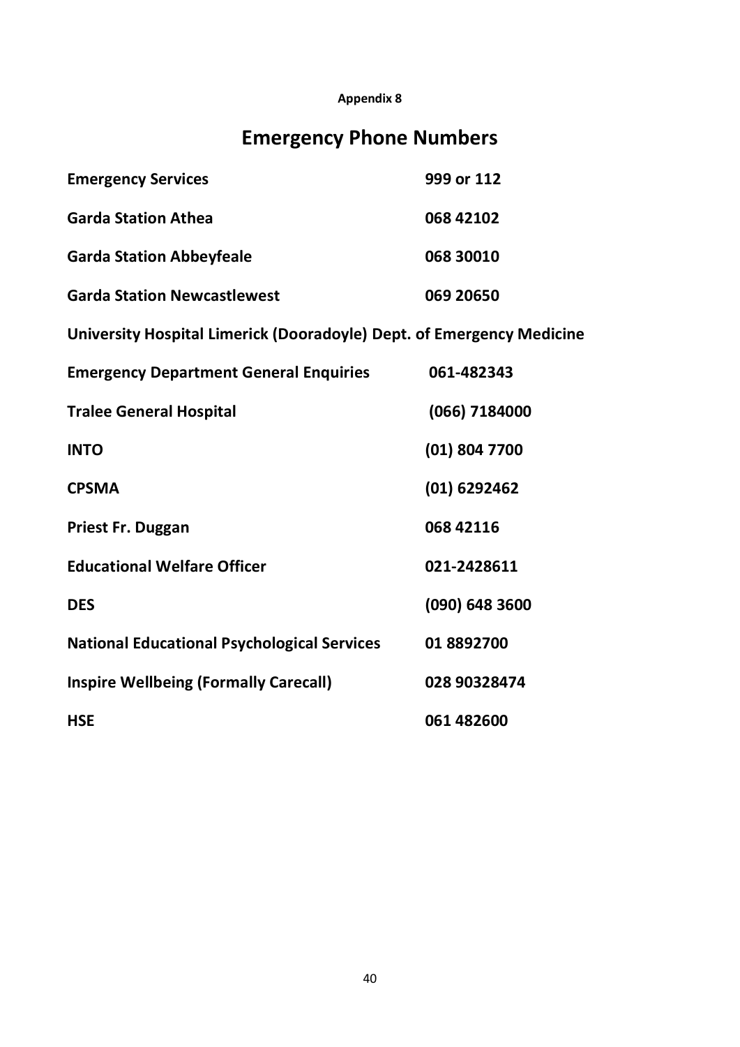**Appendix 8**

# Emergency Phone Numbers

| | |
|---|---|
| **Emergency Services** | **999 or 112** |
| **Garda Station Athea** | **068 42102** |
| **Garda Station Abbeyfeale** | **068 30010** |
| **Garda Station Newcastlewest** | **069 20650** |
| **University Hospital Limerick (Dooradoyle) Dept. of Emergency Medicine** | |
| **Emergency Department General Enquiries** | **061-482343** |
| **Tralee General Hospital** | **(066) 7184000** |
| **INTO** | **(01) 804 7700** |
| **CPSMA** | **(01) 6292462** |
| **Priest Fr. Duggan** | **068 42116** |
| **Educational Welfare Officer** | **021-2428611** |
| **DES** | **(090) 648 3600** |
| **National Educational Psychological Services** | **01 8892700** |
| **Inspire Wellbeing (Formally Carecall)** | **028 90328474** |
| **HSE** | **061 482600** |